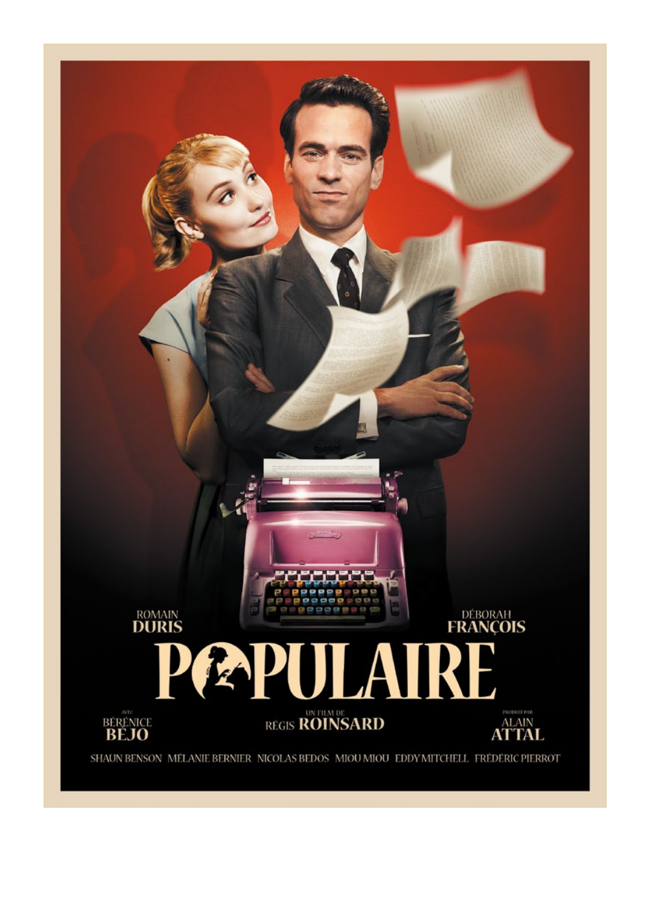ROMAIN
**DURIS**

DÉBORAH
**FRANÇOIS**

# POPULAIRE

AVEC
BÉRÉNICE
**BÉJO**

UN FILM DE
RÉGIS **ROINSARD**

PRODUIT PAR
ALAIN
**ATTAL**

SHAUN BENSON MÉLANIE BERNIER NICOLAS BEDOS MIOU MIOU EDDY MITCHELL FRÉDÉRIC PIERROT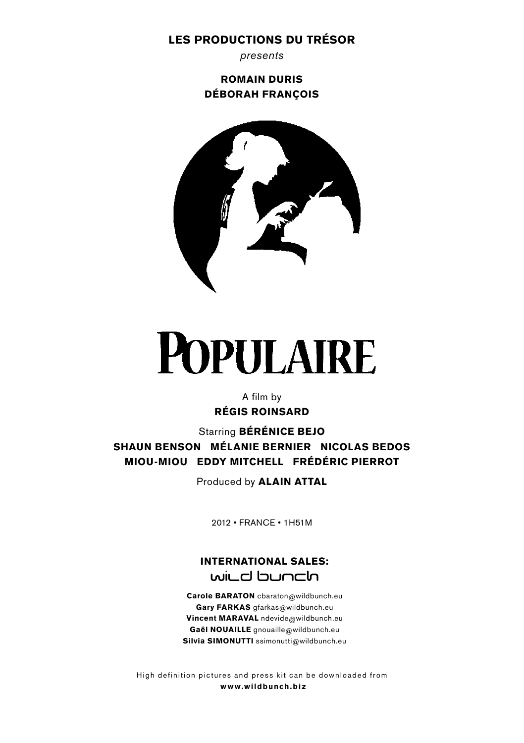**LES PRODUCTIONS DU TRÉSOR**

*presents*

**ROMAIN DURIS**
**DÉBORAH FRANÇOIS**

# POPULAIRE

A film by
**RÉGIS ROINSARD**

Starring **BÉRÉNICE BEJO**
**SHAUN BENSON MÉLANIE BERNIER NICOLAS BEDOS**
**MIOU-MIOU EDDY MITCHELL FRÉDÉRIC PIERROT**

Produced by **ALAIN ATTAL**

2012 • FRANCE • 1H51M

**INTERNATIONAL SALES:**
wild bunch

**Carole BARATON** cbaraton@wildbunch.eu
**Gary FARKAS** gfarkas@wildbunch.eu
**Vincent MARAVAL** ndevide@wildbunch.eu
**Gaël NOUAILLE** gnouaille@wildbunch.eu
**Silvia SIMONUTTI** ssimonutti@wildbunch.eu

High definition pictures and press kit can be downloaded from
**www.wildbunch.biz**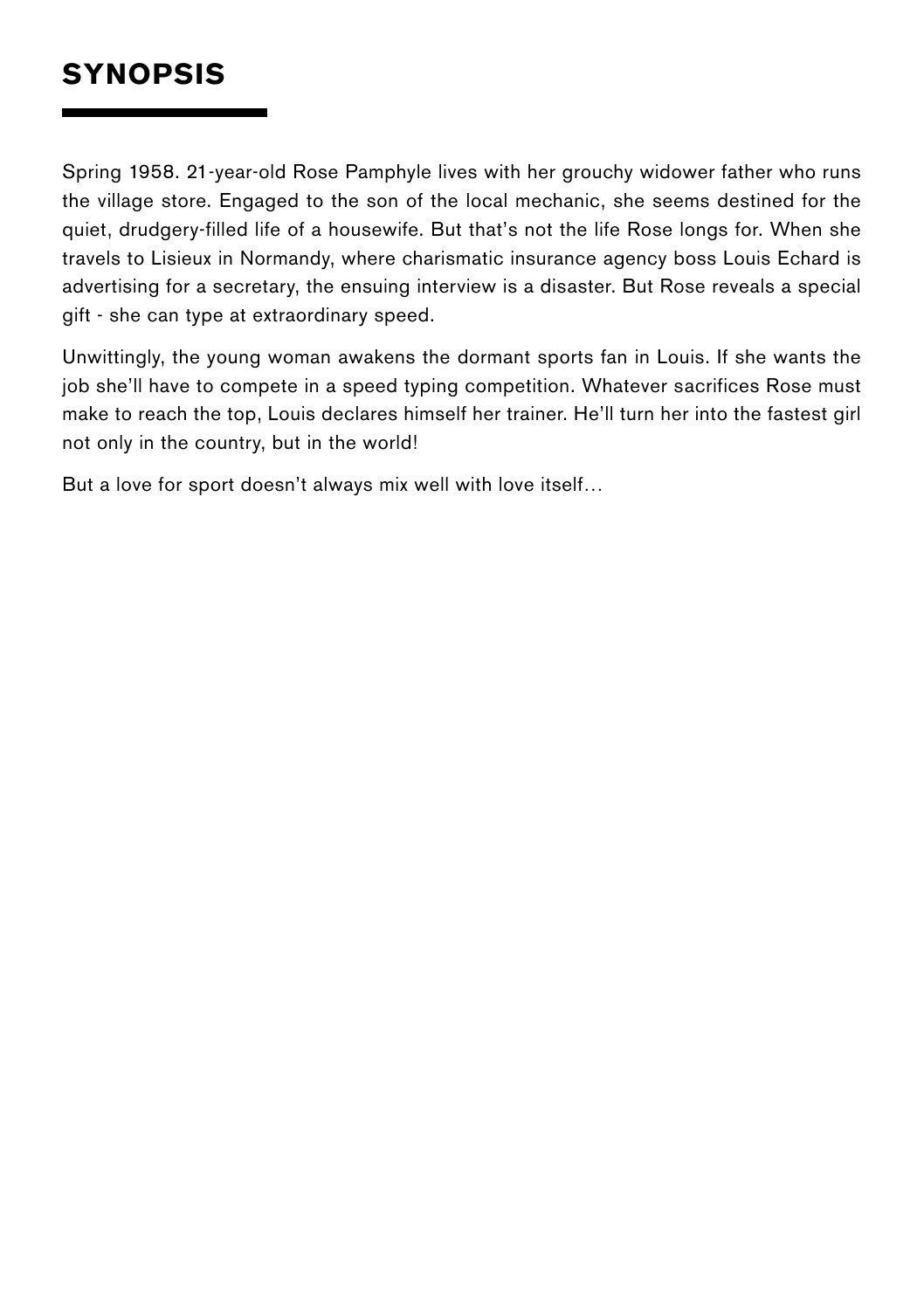# SYNOPSIS

Spring 1958. 21-year-old Rose Pamphyle lives with her grouchy widower father who runs the village store. Engaged to the son of the local mechanic, she seems destined for the quiet, drudgery-filled life of a housewife. But that's not the life Rose longs for. When she travels to Lisieux in Normandy, where charismatic insurance agency boss Louis Echard is advertising for a secretary, the ensuing interview is a disaster. But Rose reveals a special gift - she can type at extraordinary speed.

Unwittingly, the young woman awakens the dormant sports fan in Louis. If she wants the job she'll have to compete in a speed typing competition. Whatever sacrifices Rose must make to reach the top, Louis declares himself her trainer. He'll turn her into the fastest girl not only in the country, but in the world!

But a love for sport doesn't always mix well with love itself…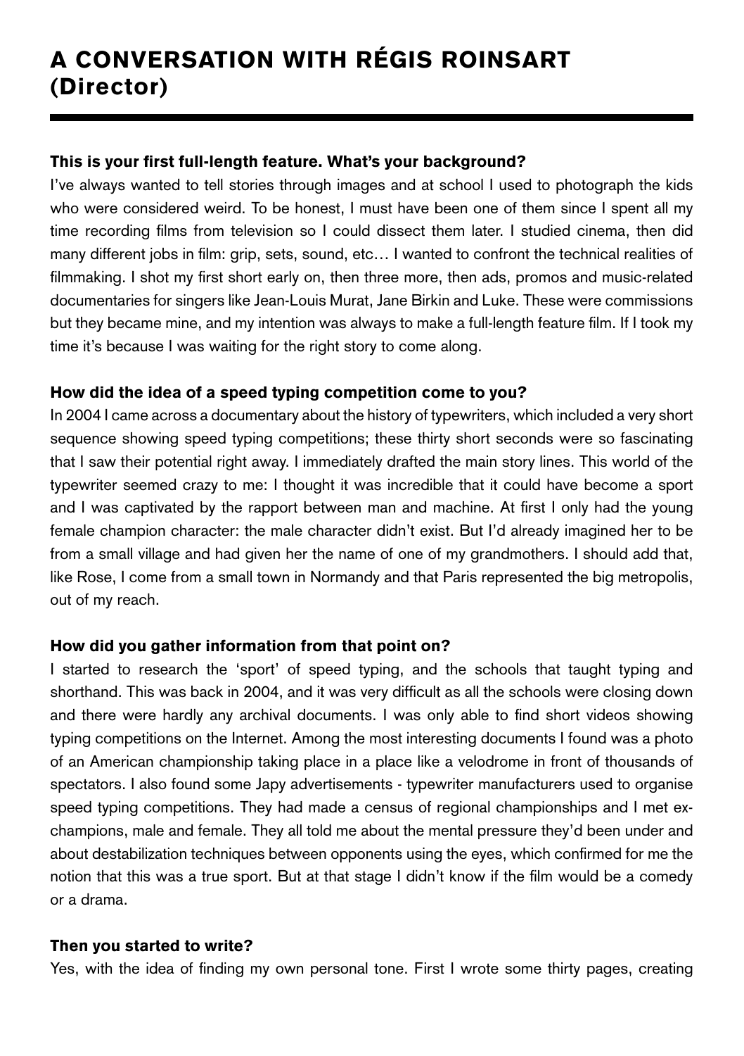# A CONVERSATION WITH RÉGIS ROINSART (Director)

**This is your first full-length feature. What's your background?**

I've always wanted to tell stories through images and at school I used to photograph the kids who were considered weird. To be honest, I must have been one of them since I spent all my time recording films from television so I could dissect them later. I studied cinema, then did many different jobs in film: grip, sets, sound, etc… I wanted to confront the technical realities of filmmaking. I shot my first short early on, then three more, then ads, promos and music-related documentaries for singers like Jean-Louis Murat, Jane Birkin and Luke. These were commissions but they became mine, and my intention was always to make a full-length feature film. If I took my time it's because I was waiting for the right story to come along.

**How did the idea of a speed typing competition come to you?**

In 2004 I came across a documentary about the history of typewriters, which included a very short sequence showing speed typing competitions; these thirty short seconds were so fascinating that I saw their potential right away. I immediately drafted the main story lines. This world of the typewriter seemed crazy to me: I thought it was incredible that it could have become a sport and I was captivated by the rapport between man and machine. At first I only had the young female champion character: the male character didn't exist. But I'd already imagined her to be from a small village and had given her the name of one of my grandmothers. I should add that, like Rose, I come from a small town in Normandy and that Paris represented the big metropolis, out of my reach.

**How did you gather information from that point on?**

I started to research the 'sport' of speed typing, and the schools that taught typing and shorthand. This was back in 2004, and it was very difficult as all the schools were closing down and there were hardly any archival documents. I was only able to find short videos showing typing competitions on the Internet. Among the most interesting documents I found was a photo of an American championship taking place in a place like a velodrome in front of thousands of spectators. I also found some Japy advertisements - typewriter manufacturers used to organise speed typing competitions. They had made a census of regional championships and I met ex-champions, male and female. They all told me about the mental pressure they'd been under and about destabilization techniques between opponents using the eyes, which confirmed for me the notion that this was a true sport. But at that stage I didn't know if the film would be a comedy or a drama.

**Then you started to write?**

Yes, with the idea of finding my own personal tone. First I wrote some thirty pages, creating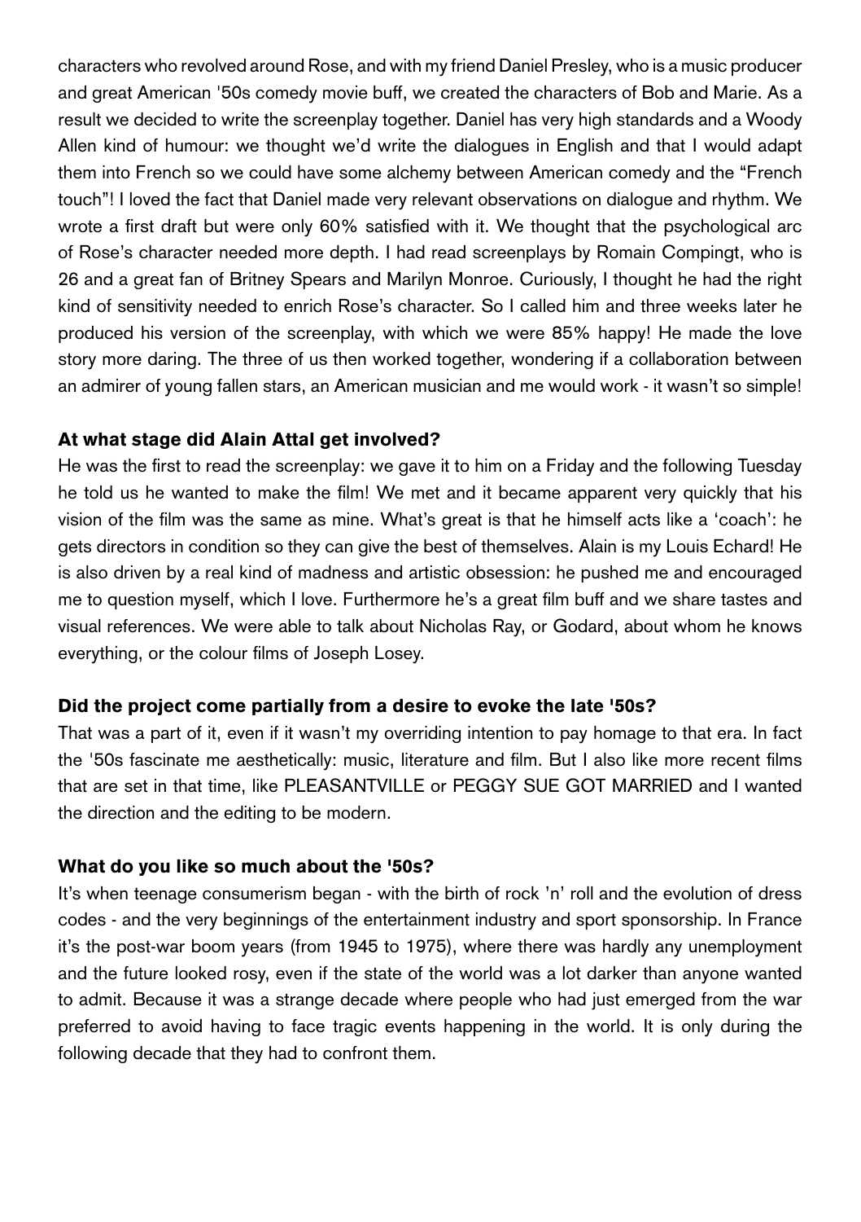characters who revolved around Rose, and with my friend Daniel Presley, who is a music producer and great American '50s comedy movie buff, we created the characters of Bob and Marie. As a result we decided to write the screenplay together. Daniel has very high standards and a Woody Allen kind of humour: we thought we'd write the dialogues in English and that I would adapt them into French so we could have some alchemy between American comedy and the "French touch"! I loved the fact that Daniel made very relevant observations on dialogue and rhythm. We wrote a first draft but were only 60% satisfied with it. We thought that the psychological arc of Rose's character needed more depth. I had read screenplays by Romain Compingt, who is 26 and a great fan of Britney Spears and Marilyn Monroe. Curiously, I thought he had the right kind of sensitivity needed to enrich Rose's character. So I called him and three weeks later he produced his version of the screenplay, with which we were 85% happy! He made the love story more daring. The three of us then worked together, wondering if a collaboration between an admirer of young fallen stars, an American musician and me would work - it wasn't so simple!

**At what stage did Alain Attal get involved?**

He was the first to read the screenplay: we gave it to him on a Friday and the following Tuesday he told us he wanted to make the film! We met and it became apparent very quickly that his vision of the film was the same as mine. What's great is that he himself acts like a 'coach': he gets directors in condition so they can give the best of themselves. Alain is my Louis Echard! He is also driven by a real kind of madness and artistic obsession: he pushed me and encouraged me to question myself, which I love. Furthermore he's a great film buff and we share tastes and visual references. We were able to talk about Nicholas Ray, or Godard, about whom he knows everything, or the colour films of Joseph Losey.

**Did the project come partially from a desire to evoke the late '50s?**

That was a part of it, even if it wasn't my overriding intention to pay homage to that era. In fact the '50s fascinate me aesthetically: music, literature and film. But I also like more recent films that are set in that time, like PLEASANTVILLE or PEGGY SUE GOT MARRIED and I wanted the direction and the editing to be modern.

**What do you like so much about the '50s?**

It's when teenage consumerism began - with the birth of rock 'n' roll and the evolution of dress codes - and the very beginnings of the entertainment industry and sport sponsorship. In France it's the post-war boom years (from 1945 to 1975), where there was hardly any unemployment and the future looked rosy, even if the state of the world was a lot darker than anyone wanted to admit. Because it was a strange decade where people who had just emerged from the war preferred to avoid having to face tragic events happening in the world. It is only during the following decade that they had to confront them.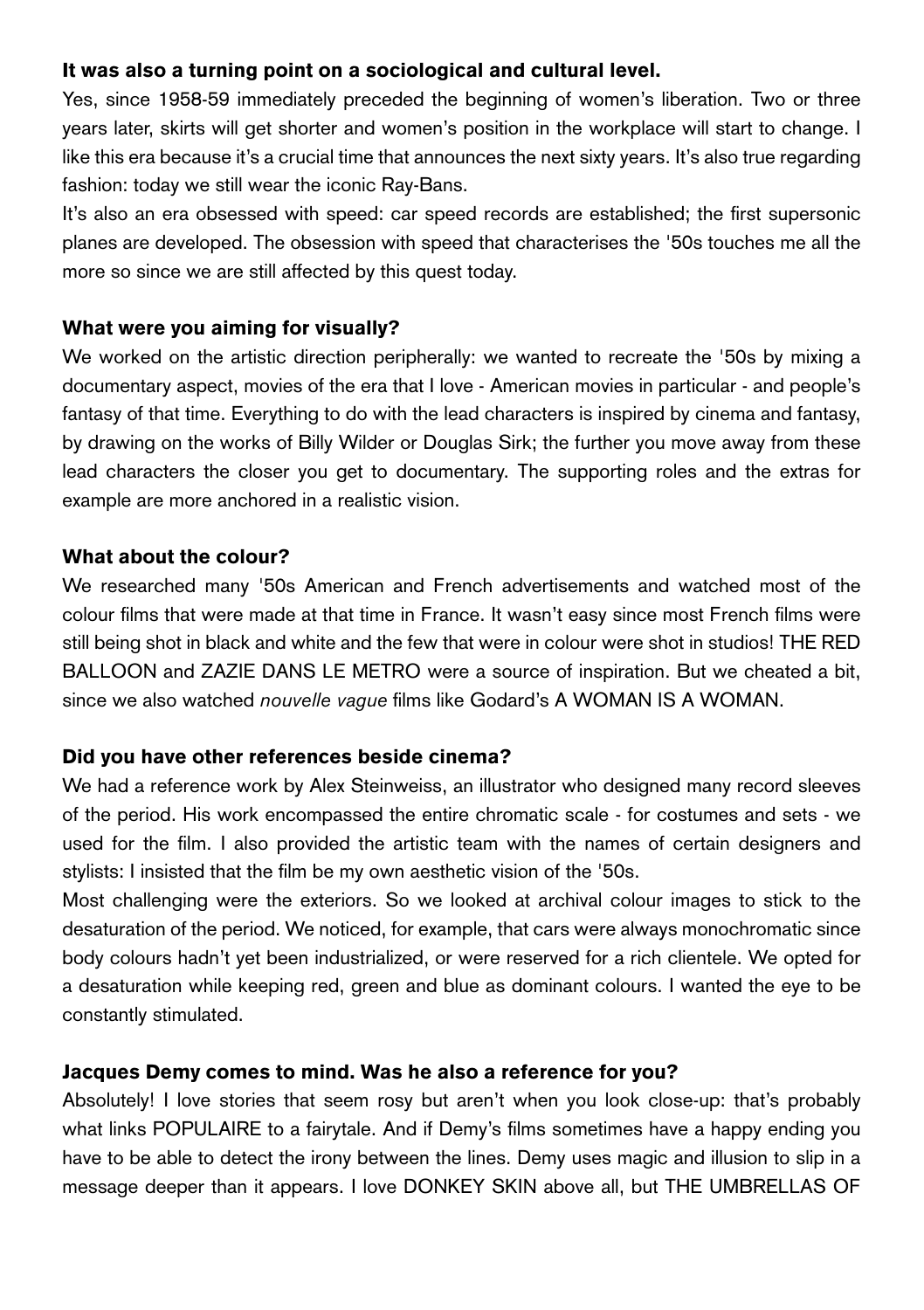**It was also a turning point on a sociological and cultural level.**

Yes, since 1958-59 immediately preceded the beginning of women's liberation. Two or three years later, skirts will get shorter and women's position in the workplace will start to change. I like this era because it's a crucial time that announces the next sixty years. It's also true regarding fashion: today we still wear the iconic Ray-Bans.

It's also an era obsessed with speed: car speed records are established; the first supersonic planes are developed. The obsession with speed that characterises the '50s touches me all the more so since we are still affected by this quest today.

**What were you aiming for visually?**

We worked on the artistic direction peripherally: we wanted to recreate the '50s by mixing a documentary aspect, movies of the era that I love - American movies in particular - and people's fantasy of that time. Everything to do with the lead characters is inspired by cinema and fantasy, by drawing on the works of Billy Wilder or Douglas Sirk; the further you move away from these lead characters the closer you get to documentary. The supporting roles and the extras for example are more anchored in a realistic vision.

**What about the colour?**

We researched many '50s American and French advertisements and watched most of the colour films that were made at that time in France. It wasn't easy since most French films were still being shot in black and white and the few that were in colour were shot in studios! THE RED BALLOON and ZAZIE DANS LE METRO were a source of inspiration. But we cheated a bit, since we also watched *nouvelle vague* films like Godard's A WOMAN IS A WOMAN.

**Did you have other references beside cinema?**

We had a reference work by Alex Steinweiss, an illustrator who designed many record sleeves of the period. His work encompassed the entire chromatic scale - for costumes and sets - we used for the film. I also provided the artistic team with the names of certain designers and stylists: I insisted that the film be my own aesthetic vision of the '50s.

Most challenging were the exteriors. So we looked at archival colour images to stick to the desaturation of the period. We noticed, for example, that cars were always monochromatic since body colours hadn't yet been industrialized, or were reserved for a rich clientele. We opted for a desaturation while keeping red, green and blue as dominant colours. I wanted the eye to be constantly stimulated.

**Jacques Demy comes to mind. Was he also a reference for you?**

Absolutely! I love stories that seem rosy but aren't when you look close-up: that's probably what links POPULAIRE to a fairytale. And if Demy's films sometimes have a happy ending you have to be able to detect the irony between the lines. Demy uses magic and illusion to slip in a message deeper than it appears. I love DONKEY SKIN above all, but THE UMBRELLAS OF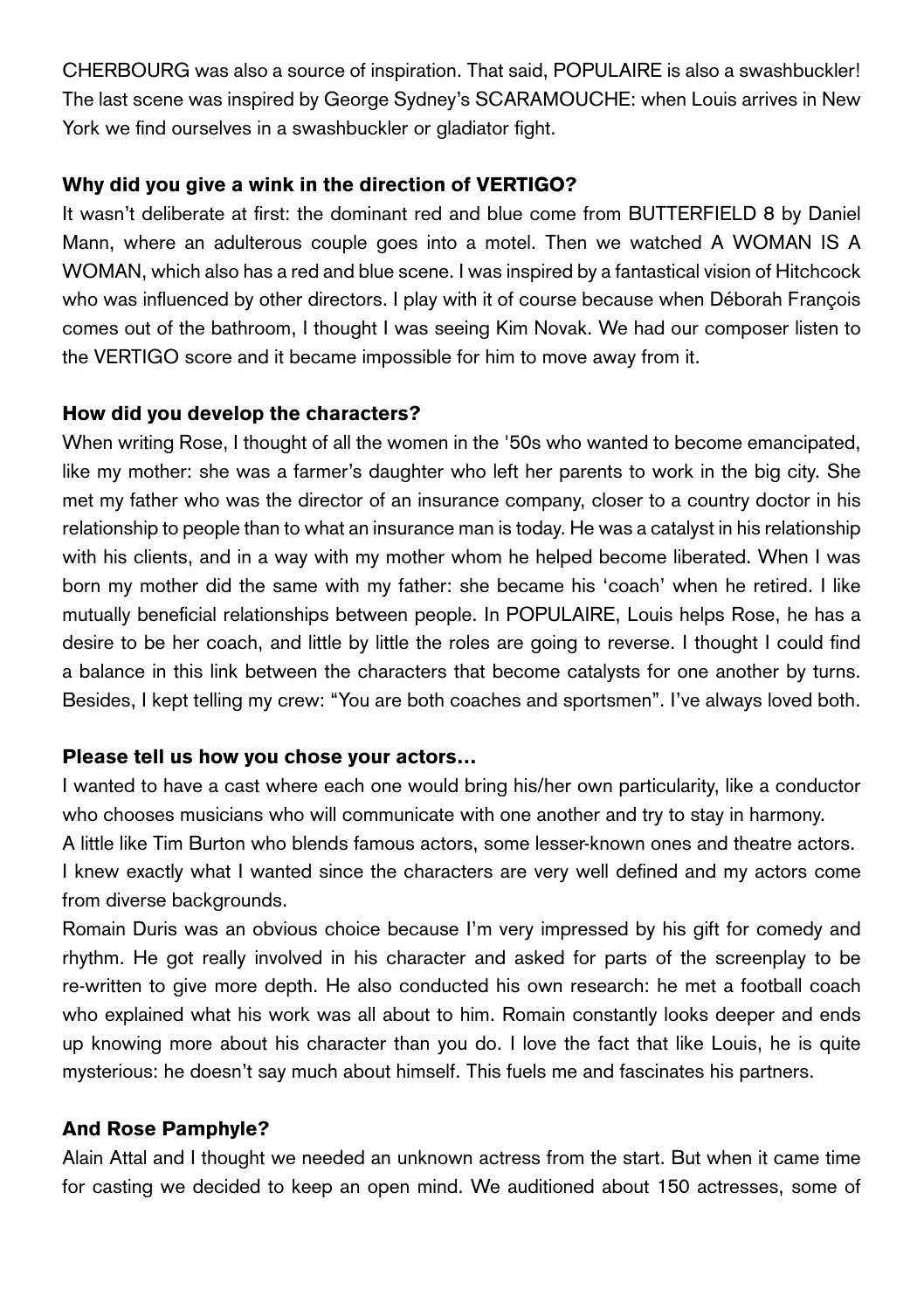CHERBOURG was also a source of inspiration. That said, POPULAIRE is also a swashbuckler! The last scene was inspired by George Sydney's SCARAMOUCHE: when Louis arrives in New York we find ourselves in a swashbuckler or gladiator fight.

**Why did you give a wink in the direction of VERTIGO?**

It wasn't deliberate at first: the dominant red and blue come from BUTTERFIELD 8 by Daniel Mann, where an adulterous couple goes into a motel. Then we watched A WOMAN IS A WOMAN, which also has a red and blue scene. I was inspired by a fantastical vision of Hitchcock who was influenced by other directors. I play with it of course because when Déborah François comes out of the bathroom, I thought I was seeing Kim Novak. We had our composer listen to the VERTIGO score and it became impossible for him to move away from it.

**How did you develop the characters?**

When writing Rose, I thought of all the women in the '50s who wanted to become emancipated, like my mother: she was a farmer's daughter who left her parents to work in the big city. She met my father who was the director of an insurance company, closer to a country doctor in his relationship to people than to what an insurance man is today. He was a catalyst in his relationship with his clients, and in a way with my mother whom he helped become liberated. When I was born my mother did the same with my father: she became his 'coach' when he retired. I like mutually beneficial relationships between people. In POPULAIRE, Louis helps Rose, he has a desire to be her coach, and little by little the roles are going to reverse. I thought I could find a balance in this link between the characters that become catalysts for one another by turns. Besides, I kept telling my crew: "You are both coaches and sportsmen". I've always loved both.

**Please tell us how you chose your actors…**

I wanted to have a cast where each one would bring his/her own particularity, like a conductor who chooses musicians who will communicate with one another and try to stay in harmony.

A little like Tim Burton who blends famous actors, some lesser-known ones and theatre actors.

I knew exactly what I wanted since the characters are very well defined and my actors come from diverse backgrounds.

Romain Duris was an obvious choice because I'm very impressed by his gift for comedy and rhythm. He got really involved in his character and asked for parts of the screenplay to be re-written to give more depth. He also conducted his own research: he met a football coach who explained what his work was all about to him. Romain constantly looks deeper and ends up knowing more about his character than you do. I love the fact that like Louis, he is quite mysterious: he doesn't say much about himself. This fuels me and fascinates his partners.

**And Rose Pamphyle?**

Alain Attal and I thought we needed an unknown actress from the start. But when it came time for casting we decided to keep an open mind. We auditioned about 150 actresses, some of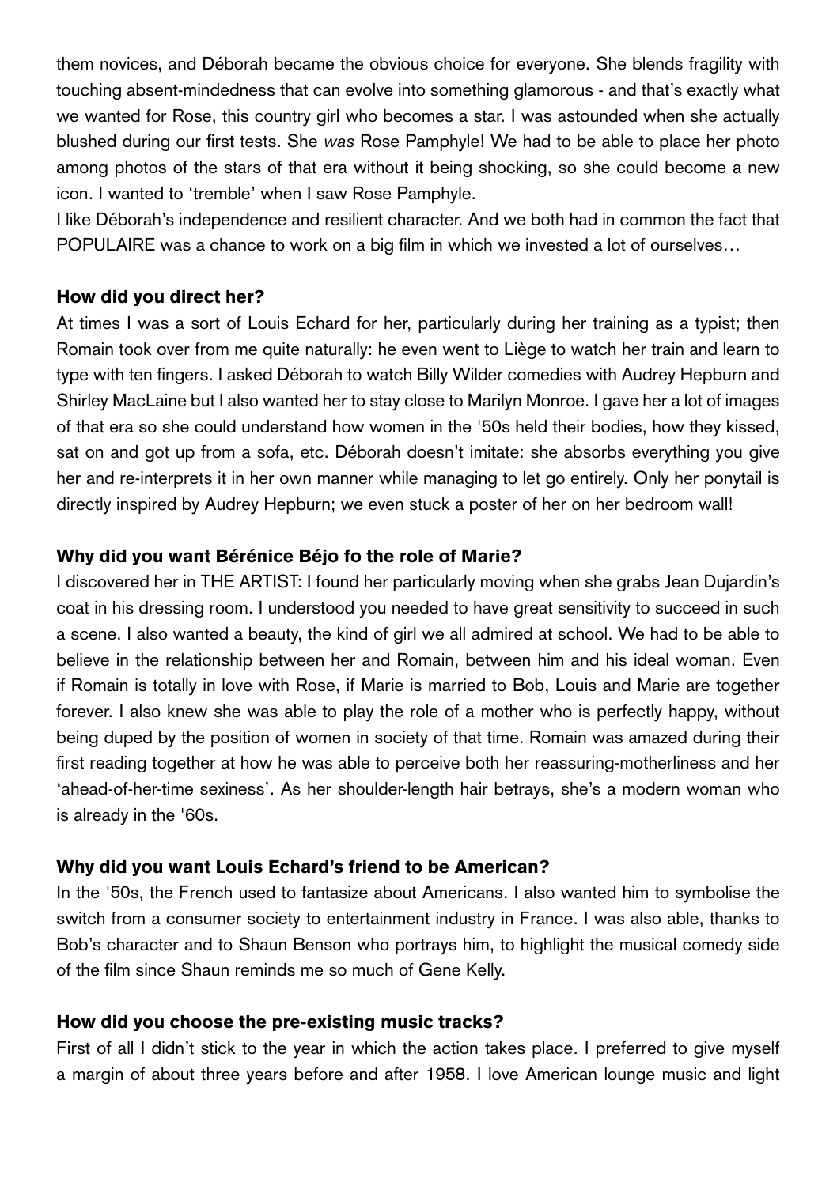them novices, and Déborah became the obvious choice for everyone. She blends fragility with touching absent-mindedness that can evolve into something glamorous - and that's exactly what we wanted for Rose, this country girl who becomes a star. I was astounded when she actually blushed during our first tests. She *was* Rose Pamphyle! We had to be able to place her photo among photos of the stars of that era without it being shocking, so she could become a new icon. I wanted to 'tremble' when I saw Rose Pamphyle.

I like Déborah's independence and resilient character. And we both had in common the fact that POPULAIRE was a chance to work on a big film in which we invested a lot of ourselves…

**How did you direct her?**

At times I was a sort of Louis Echard for her, particularly during her training as a typist; then Romain took over from me quite naturally: he even went to Liège to watch her train and learn to type with ten fingers. I asked Déborah to watch Billy Wilder comedies with Audrey Hepburn and Shirley MacLaine but I also wanted her to stay close to Marilyn Monroe. I gave her a lot of images of that era so she could understand how women in the '50s held their bodies, how they kissed, sat on and got up from a sofa, etc. Déborah doesn't imitate: she absorbs everything you give her and re-interprets it in her own manner while managing to let go entirely. Only her ponytail is directly inspired by Audrey Hepburn; we even stuck a poster of her on her bedroom wall!

**Why did you want Bérénice Béjo fo the role of Marie?**

I discovered her in THE ARTIST: I found her particularly moving when she grabs Jean Dujardin's coat in his dressing room. I understood you needed to have great sensitivity to succeed in such a scene. I also wanted a beauty, the kind of girl we all admired at school. We had to be able to believe in the relationship between her and Romain, between him and his ideal woman. Even if Romain is totally in love with Rose, if Marie is married to Bob, Louis and Marie are together forever. I also knew she was able to play the role of a mother who is perfectly happy, without being duped by the position of women in society of that time. Romain was amazed during their first reading together at how he was able to perceive both her reassuring-motherliness and her 'ahead-of-her-time sexiness'. As her shoulder-length hair betrays, she's a modern woman who is already in the '60s.

**Why did you want Louis Echard's friend to be American?**

In the '50s, the French used to fantasize about Americans. I also wanted him to symbolise the switch from a consumer society to entertainment industry in France. I was also able, thanks to Bob's character and to Shaun Benson who portrays him, to highlight the musical comedy side of the film since Shaun reminds me so much of Gene Kelly.

**How did you choose the pre-existing music tracks?**

First of all I didn't stick to the year in which the action takes place. I preferred to give myself a margin of about three years before and after 1958. I love American lounge music and light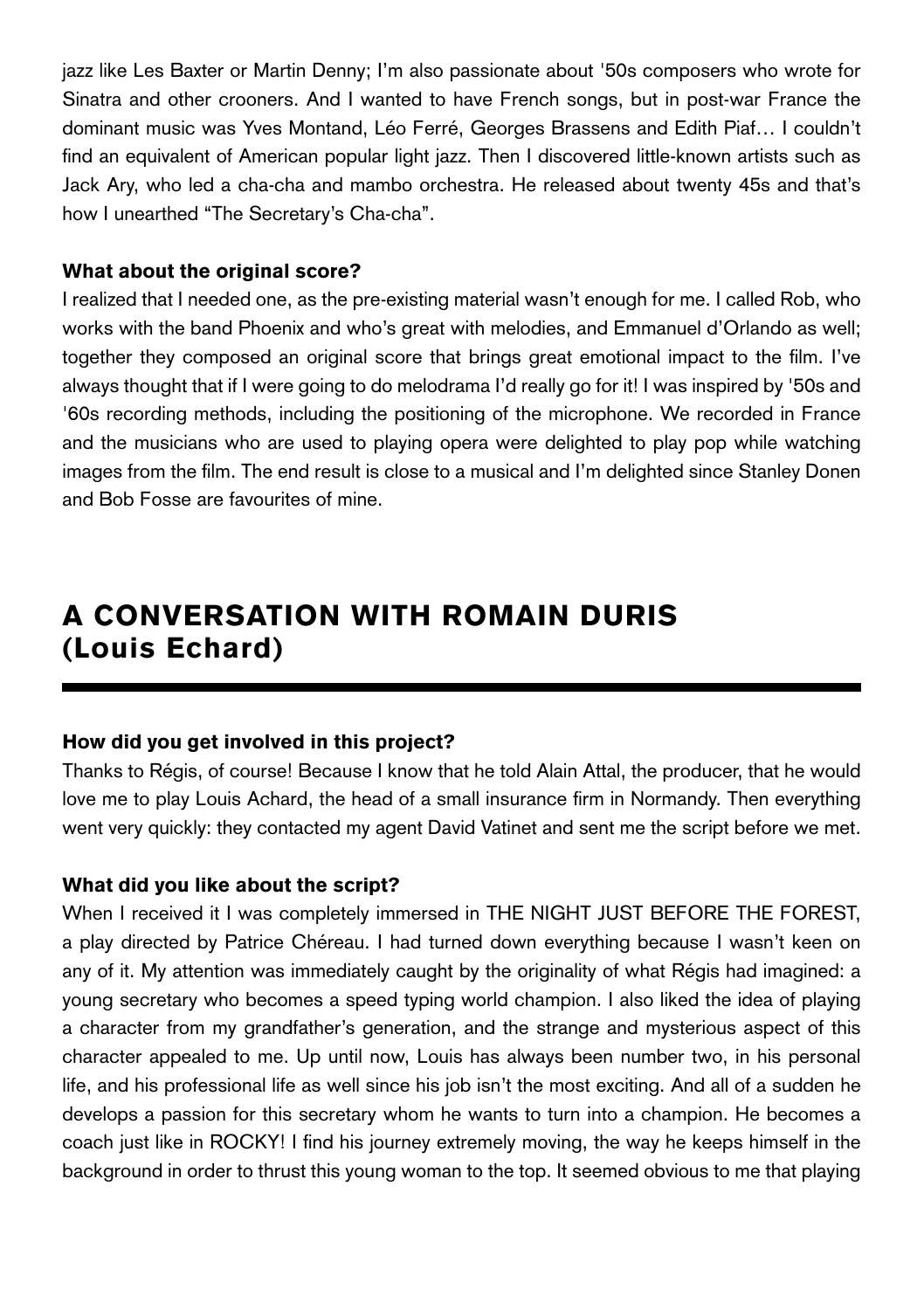jazz like Les Baxter or Martin Denny; I'm also passionate about '50s composers who wrote for Sinatra and other crooners. And I wanted to have French songs, but in post-war France the dominant music was Yves Montand, Léo Ferré, Georges Brassens and Edith Piaf… I couldn't find an equivalent of American popular light jazz. Then I discovered little-known artists such as Jack Ary, who led a cha-cha and mambo orchestra. He released about twenty 45s and that's how I unearthed "The Secretary's Cha-cha".

**What about the original score?**

I realized that I needed one, as the pre-existing material wasn't enough for me. I called Rob, who works with the band Phoenix and who's great with melodies, and Emmanuel d'Orlando as well; together they composed an original score that brings great emotional impact to the film. I've always thought that if I were going to do melodrama I'd really go for it! I was inspired by '50s and '60s recording methods, including the positioning of the microphone. We recorded in France and the musicians who are used to playing opera were delighted to play pop while watching images from the film. The end result is close to a musical and I'm delighted since Stanley Donen and Bob Fosse are favourites of mine.

## A CONVERSATION WITH ROMAIN DURIS (Louis Echard)

**How did you get involved in this project?**

Thanks to Régis, of course! Because I know that he told Alain Attal, the producer, that he would love me to play Louis Achard, the head of a small insurance firm in Normandy. Then everything went very quickly: they contacted my agent David Vatinet and sent me the script before we met.

**What did you like about the script?**

When I received it I was completely immersed in THE NIGHT JUST BEFORE THE FOREST, a play directed by Patrice Chéreau. I had turned down everything because I wasn't keen on any of it. My attention was immediately caught by the originality of what Régis had imagined: a young secretary who becomes a speed typing world champion. I also liked the idea of playing a character from my grandfather's generation, and the strange and mysterious aspect of this character appealed to me. Up until now, Louis has always been number two, in his personal life, and his professional life as well since his job isn't the most exciting. And all of a sudden he develops a passion for this secretary whom he wants to turn into a champion. He becomes a coach just like in ROCKY! I find his journey extremely moving, the way he keeps himself in the background in order to thrust this young woman to the top. It seemed obvious to me that playing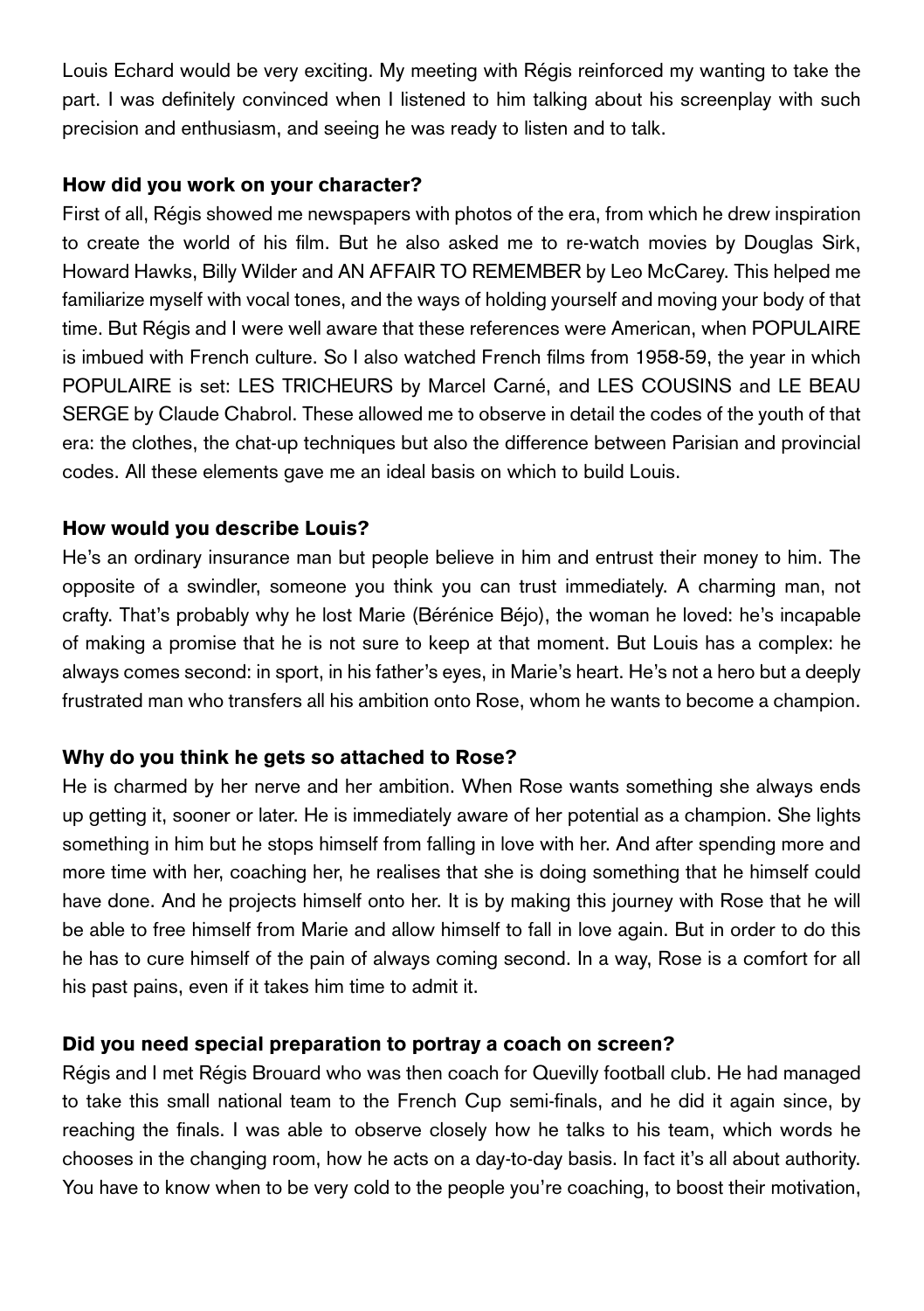Louis Echard would be very exciting. My meeting with Régis reinforced my wanting to take the part. I was definitely convinced when I listened to him talking about his screenplay with such precision and enthusiasm, and seeing he was ready to listen and to talk.

**How did you work on your character?**

First of all, Régis showed me newspapers with photos of the era, from which he drew inspiration to create the world of his film. But he also asked me to re-watch movies by Douglas Sirk, Howard Hawks, Billy Wilder and AN AFFAIR TO REMEMBER by Leo McCarey. This helped me familiarize myself with vocal tones, and the ways of holding yourself and moving your body of that time. But Régis and I were well aware that these references were American, when POPULAIRE is imbued with French culture. So I also watched French films from 1958-59, the year in which POPULAIRE is set: LES TRICHEURS by Marcel Carné, and LES COUSINS and LE BEAU SERGE by Claude Chabrol. These allowed me to observe in detail the codes of the youth of that era: the clothes, the chat-up techniques but also the difference between Parisian and provincial codes. All these elements gave me an ideal basis on which to build Louis.

**How would you describe Louis?**

He's an ordinary insurance man but people believe in him and entrust their money to him. The opposite of a swindler, someone you think you can trust immediately. A charming man, not crafty. That's probably why he lost Marie (Bérénice Béjo), the woman he loved: he's incapable of making a promise that he is not sure to keep at that moment. But Louis has a complex: he always comes second: in sport, in his father's eyes, in Marie's heart. He's not a hero but a deeply frustrated man who transfers all his ambition onto Rose, whom he wants to become a champion.

**Why do you think he gets so attached to Rose?**

He is charmed by her nerve and her ambition. When Rose wants something she always ends up getting it, sooner or later. He is immediately aware of her potential as a champion. She lights something in him but he stops himself from falling in love with her. And after spending more and more time with her, coaching her, he realises that she is doing something that he himself could have done. And he projects himself onto her. It is by making this journey with Rose that he will be able to free himself from Marie and allow himself to fall in love again. But in order to do this he has to cure himself of the pain of always coming second. In a way, Rose is a comfort for all his past pains, even if it takes him time to admit it.

**Did you need special preparation to portray a coach on screen?**

Régis and I met Régis Brouard who was then coach for Quevilly football club. He had managed to take this small national team to the French Cup semi-finals, and he did it again since, by reaching the finals. I was able to observe closely how he talks to his team, which words he chooses in the changing room, how he acts on a day-to-day basis. In fact it's all about authority. You have to know when to be very cold to the people you're coaching, to boost their motivation,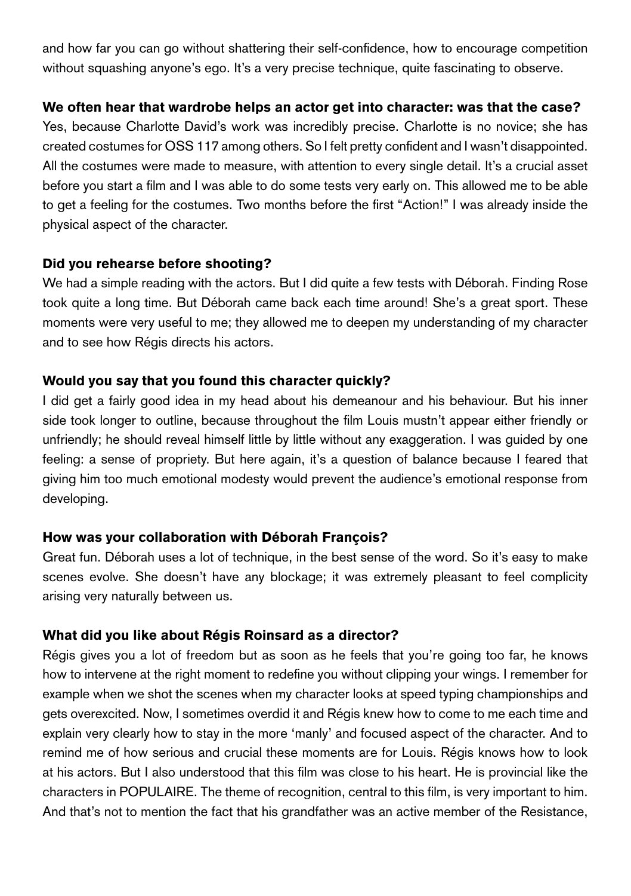and how far you can go without shattering their self-confidence, how to encourage competition without squashing anyone's ego. It's a very precise technique, quite fascinating to observe.

**We often hear that wardrobe helps an actor get into character: was that the case?**

Yes, because Charlotte David's work was incredibly precise. Charlotte is no novice; she has created costumes for OSS 117 among others. So I felt pretty confident and I wasn't disappointed. All the costumes were made to measure, with attention to every single detail. It's a crucial asset before you start a film and I was able to do some tests very early on. This allowed me to be able to get a feeling for the costumes. Two months before the first "Action!" I was already inside the physical aspect of the character.

**Did you rehearse before shooting?**

We had a simple reading with the actors. But I did quite a few tests with Déborah. Finding Rose took quite a long time. But Déborah came back each time around! She's a great sport. These moments were very useful to me; they allowed me to deepen my understanding of my character and to see how Régis directs his actors.

**Would you say that you found this character quickly?**

I did get a fairly good idea in my head about his demeanour and his behaviour. But his inner side took longer to outline, because throughout the film Louis mustn't appear either friendly or unfriendly; he should reveal himself little by little without any exaggeration. I was guided by one feeling: a sense of propriety. But here again, it's a question of balance because I feared that giving him too much emotional modesty would prevent the audience's emotional response from developing.

**How was your collaboration with Déborah François?**

Great fun. Déborah uses a lot of technique, in the best sense of the word. So it's easy to make scenes evolve. She doesn't have any blockage; it was extremely pleasant to feel complicity arising very naturally between us.

**What did you like about Régis Roinsard as a director?**

Régis gives you a lot of freedom but as soon as he feels that you're going too far, he knows how to intervene at the right moment to redefine you without clipping your wings. I remember for example when we shot the scenes when my character looks at speed typing championships and gets overexcited. Now, I sometimes overdid it and Régis knew how to come to me each time and explain very clearly how to stay in the more 'manly' and focused aspect of the character. And to remind me of how serious and crucial these moments are for Louis. Régis knows how to look at his actors. But I also understood that this film was close to his heart. He is provincial like the characters in POPULAIRE. The theme of recognition, central to this film, is very important to him. And that's not to mention the fact that his grandfather was an active member of the Resistance,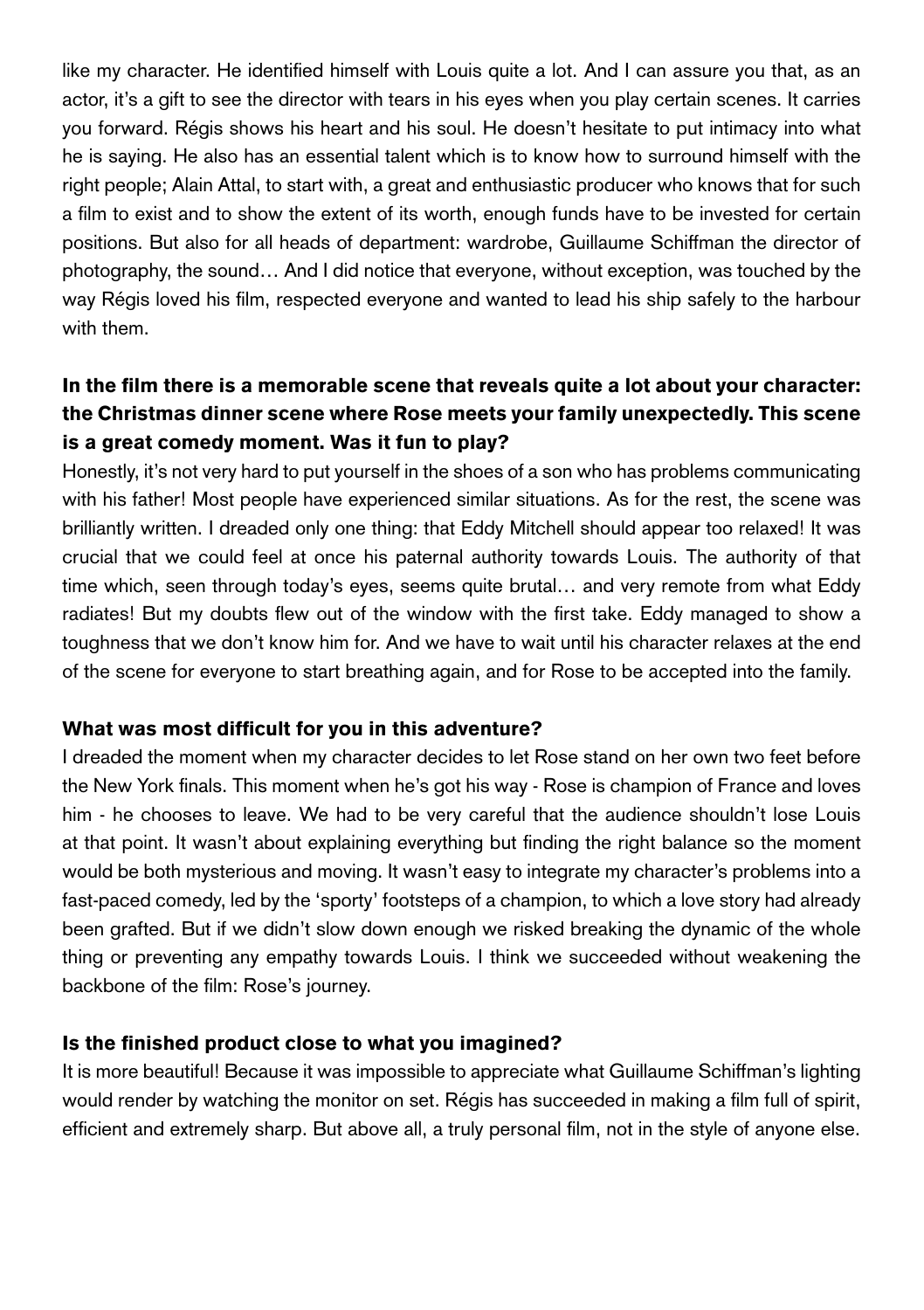like my character. He identified himself with Louis quite a lot. And I can assure you that, as an actor, it's a gift to see the director with tears in his eyes when you play certain scenes. It carries you forward. Régis shows his heart and his soul. He doesn't hesitate to put intimacy into what he is saying. He also has an essential talent which is to know how to surround himself with the right people; Alain Attal, to start with, a great and enthusiastic producer who knows that for such a film to exist and to show the extent of its worth, enough funds have to be invested for certain positions. But also for all heads of department: wardrobe, Guillaume Schiffman the director of photography, the sound… And I did notice that everyone, without exception, was touched by the way Régis loved his film, respected everyone and wanted to lead his ship safely to the harbour with them.

**In the film there is a memorable scene that reveals quite a lot about your character: the Christmas dinner scene where Rose meets your family unexpectedly. This scene is a great comedy moment. Was it fun to play?**

Honestly, it's not very hard to put yourself in the shoes of a son who has problems communicating with his father! Most people have experienced similar situations. As for the rest, the scene was brilliantly written. I dreaded only one thing: that Eddy Mitchell should appear too relaxed! It was crucial that we could feel at once his paternal authority towards Louis. The authority of that time which, seen through today's eyes, seems quite brutal… and very remote from what Eddy radiates! But my doubts flew out of the window with the first take. Eddy managed to show a toughness that we don't know him for. And we have to wait until his character relaxes at the end of the scene for everyone to start breathing again, and for Rose to be accepted into the family.

**What was most difficult for you in this adventure?**

I dreaded the moment when my character decides to let Rose stand on her own two feet before the New York finals. This moment when he's got his way - Rose is champion of France and loves him - he chooses to leave. We had to be very careful that the audience shouldn't lose Louis at that point. It wasn't about explaining everything but finding the right balance so the moment would be both mysterious and moving. It wasn't easy to integrate my character's problems into a fast-paced comedy, led by the 'sporty' footsteps of a champion, to which a love story had already been grafted. But if we didn't slow down enough we risked breaking the dynamic of the whole thing or preventing any empathy towards Louis. I think we succeeded without weakening the backbone of the film: Rose's journey.

**Is the finished product close to what you imagined?**

It is more beautiful! Because it was impossible to appreciate what Guillaume Schiffman's lighting would render by watching the monitor on set. Régis has succeeded in making a film full of spirit, efficient and extremely sharp. But above all, a truly personal film, not in the style of anyone else.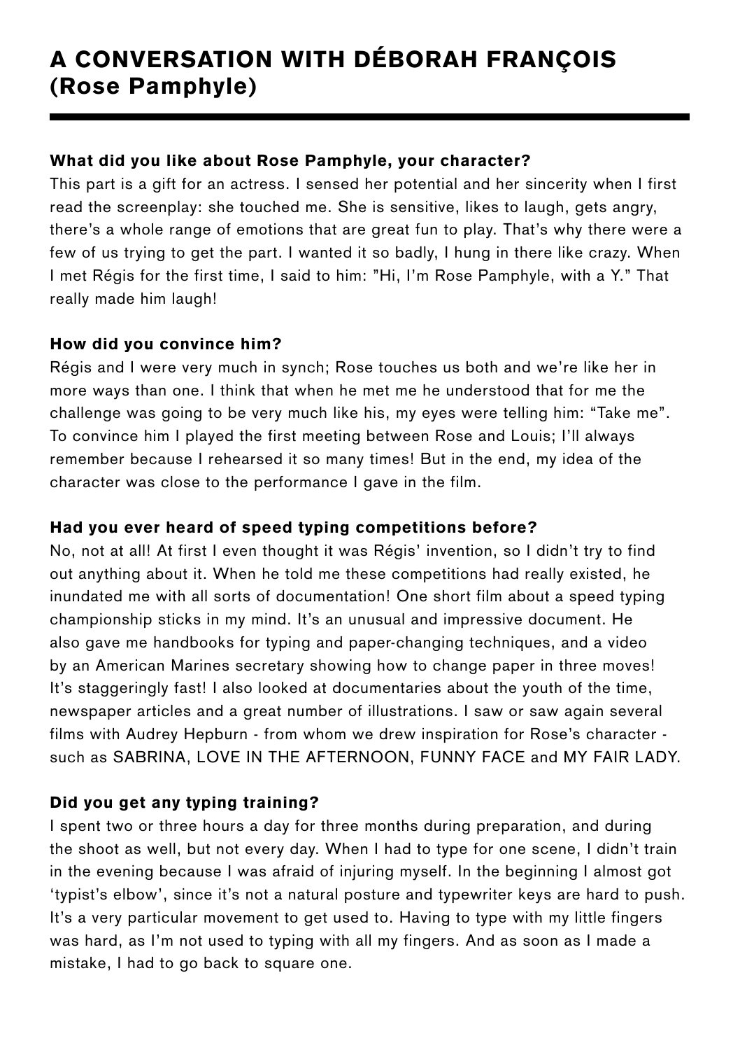# A CONVERSATION WITH DÉBORAH FRANÇOIS (Rose Pamphyle)

**What did you like about Rose Pamphyle, your character?**

This part is a gift for an actress. I sensed her potential and her sincerity when I first read the screenplay: she touched me. She is sensitive, likes to laugh, gets angry, there's a whole range of emotions that are great fun to play. That's why there were a few of us trying to get the part. I wanted it so badly, I hung in there like crazy. When I met Régis for the first time, I said to him: "Hi, I'm Rose Pamphyle, with a Y." That really made him laugh!

**How did you convince him?**

Régis and I were very much in synch; Rose touches us both and we're like her in more ways than one. I think that when he met me he understood that for me the challenge was going to be very much like his, my eyes were telling him: "Take me". To convince him I played the first meeting between Rose and Louis; I'll always remember because I rehearsed it so many times! But in the end, my idea of the character was close to the performance I gave in the film.

**Had you ever heard of speed typing competitions before?**

No, not at all! At first I even thought it was Régis' invention, so I didn't try to find out anything about it. When he told me these competitions had really existed, he inundated me with all sorts of documentation! One short film about a speed typing championship sticks in my mind. It's an unusual and impressive document. He also gave me handbooks for typing and paper-changing techniques, and a video by an American Marines secretary showing how to change paper in three moves! It's staggeringly fast! I also looked at documentaries about the youth of the time, newspaper articles and a great number of illustrations. I saw or saw again several films with Audrey Hepburn - from whom we drew inspiration for Rose's character - such as SABRINA, LOVE IN THE AFTERNOON, FUNNY FACE and MY FAIR LADY.

**Did you get any typing training?**

I spent two or three hours a day for three months during preparation, and during the shoot as well, but not every day. When I had to type for one scene, I didn't train in the evening because I was afraid of injuring myself. In the beginning I almost got 'typist's elbow', since it's not a natural posture and typewriter keys are hard to push. It's a very particular movement to get used to. Having to type with my little fingers was hard, as I'm not used to typing with all my fingers. And as soon as I made a mistake, I had to go back to square one.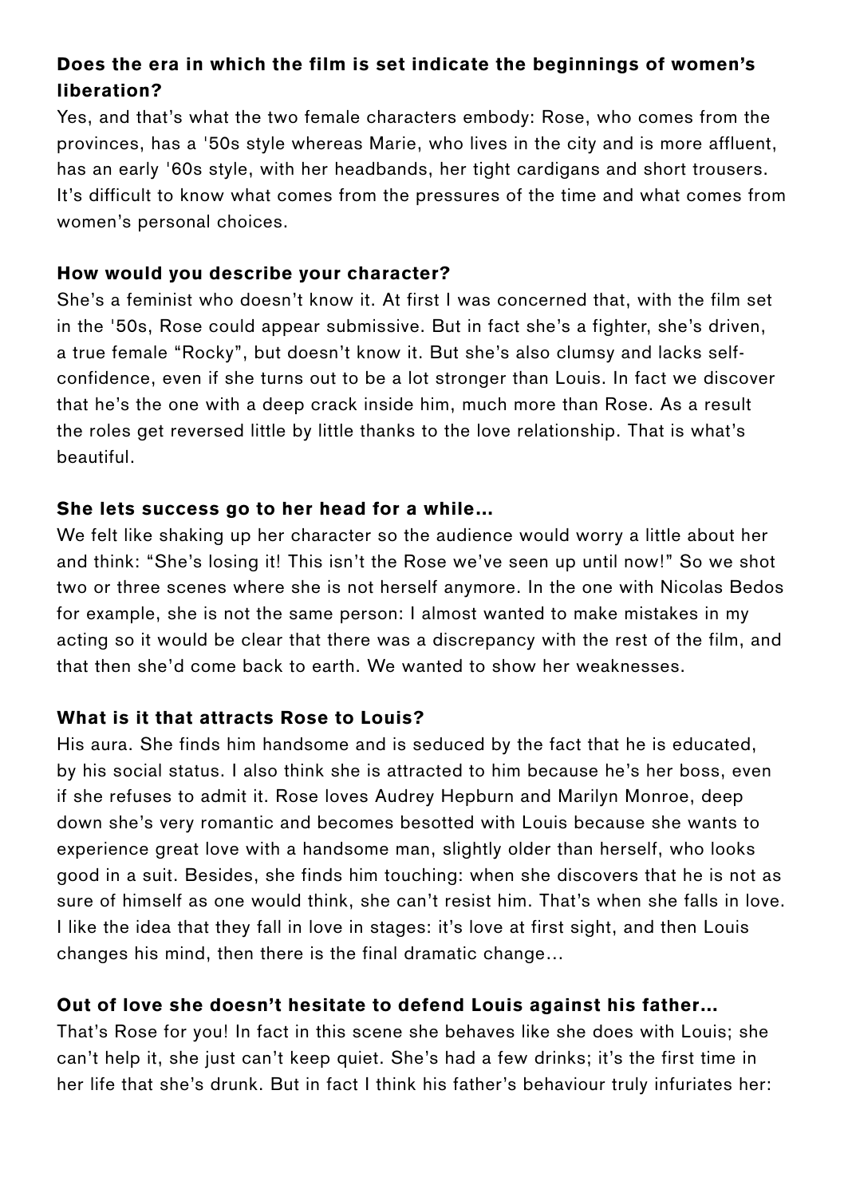**Does the era in which the film is set indicate the beginnings of women's liberation?**

Yes, and that's what the two female characters embody: Rose, who comes from the provinces, has a '50s style whereas Marie, who lives in the city and is more affluent, has an early '60s style, with her headbands, her tight cardigans and short trousers. It's difficult to know what comes from the pressures of the time and what comes from women's personal choices.

**How would you describe your character?**

She's a feminist who doesn't know it. At first I was concerned that, with the film set in the '50s, Rose could appear submissive. But in fact she's a fighter, she's driven, a true female "Rocky", but doesn't know it. But she's also clumsy and lacks self-confidence, even if she turns out to be a lot stronger than Louis. In fact we discover that he's the one with a deep crack inside him, much more than Rose. As a result the roles get reversed little by little thanks to the love relationship. That is what's beautiful.

**She lets success go to her head for a while…**

We felt like shaking up her character so the audience would worry a little about her and think: "She's losing it! This isn't the Rose we've seen up until now!" So we shot two or three scenes where she is not herself anymore. In the one with Nicolas Bedos for example, she is not the same person: I almost wanted to make mistakes in my acting so it would be clear that there was a discrepancy with the rest of the film, and that then she'd come back to earth. We wanted to show her weaknesses.

**What is it that attracts Rose to Louis?**

His aura. She finds him handsome and is seduced by the fact that he is educated, by his social status. I also think she is attracted to him because he's her boss, even if she refuses to admit it. Rose loves Audrey Hepburn and Marilyn Monroe, deep down she's very romantic and becomes besotted with Louis because she wants to experience great love with a handsome man, slightly older than herself, who looks good in a suit. Besides, she finds him touching: when she discovers that he is not as sure of himself as one would think, she can't resist him. That's when she falls in love. I like the idea that they fall in love in stages: it's love at first sight, and then Louis changes his mind, then there is the final dramatic change…

**Out of love she doesn't hesitate to defend Louis against his father…**

That's Rose for you! In fact in this scene she behaves like she does with Louis; she can't help it, she just can't keep quiet. She's had a few drinks; it's the first time in her life that she's drunk. But in fact I think his father's behaviour truly infuriates her: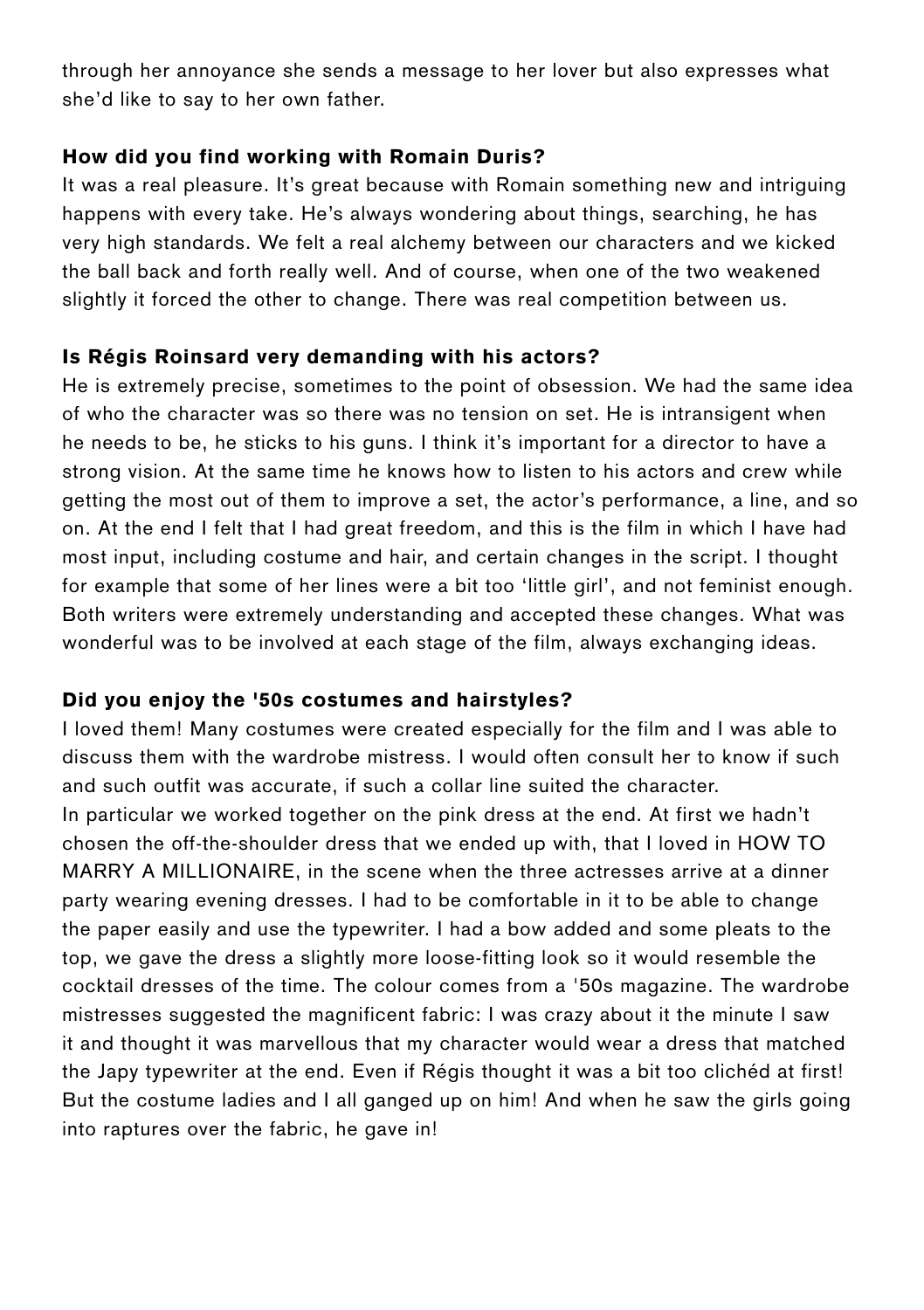through her annoyance she sends a message to her lover but also expresses what she'd like to say to her own father.

**How did you find working with Romain Duris?**

It was a real pleasure. It's great because with Romain something new and intriguing happens with every take. He's always wondering about things, searching, he has very high standards. We felt a real alchemy between our characters and we kicked the ball back and forth really well. And of course, when one of the two weakened slightly it forced the other to change. There was real competition between us.

**Is Régis Roinsard very demanding with his actors?**

He is extremely precise, sometimes to the point of obsession. We had the same idea of who the character was so there was no tension on set. He is intransigent when he needs to be, he sticks to his guns. I think it's important for a director to have a strong vision. At the same time he knows how to listen to his actors and crew while getting the most out of them to improve a set, the actor's performance, a line, and so on. At the end I felt that I had great freedom, and this is the film in which I have had most input, including costume and hair, and certain changes in the script. I thought for example that some of her lines were a bit too 'little girl', and not feminist enough. Both writers were extremely understanding and accepted these changes. What was wonderful was to be involved at each stage of the film, always exchanging ideas.

**Did you enjoy the '50s costumes and hairstyles?**

I loved them! Many costumes were created especially for the film and I was able to discuss them with the wardrobe mistress. I would often consult her to know if such and such outfit was accurate, if such a collar line suited the character.
In particular we worked together on the pink dress at the end. At first we hadn't chosen the off-the-shoulder dress that we ended up with, that I loved in HOW TO MARRY A MILLIONAIRE, in the scene when the three actresses arrive at a dinner party wearing evening dresses. I had to be comfortable in it to be able to change the paper easily and use the typewriter. I had a bow added and some pleats to the top, we gave the dress a slightly more loose-fitting look so it would resemble the cocktail dresses of the time. The colour comes from a '50s magazine. The wardrobe mistresses suggested the magnificent fabric: I was crazy about it the minute I saw it and thought it was marvellous that my character would wear a dress that matched the Japy typewriter at the end. Even if Régis thought it was a bit too clichéd at first! But the costume ladies and I all ganged up on him! And when he saw the girls going into raptures over the fabric, he gave in!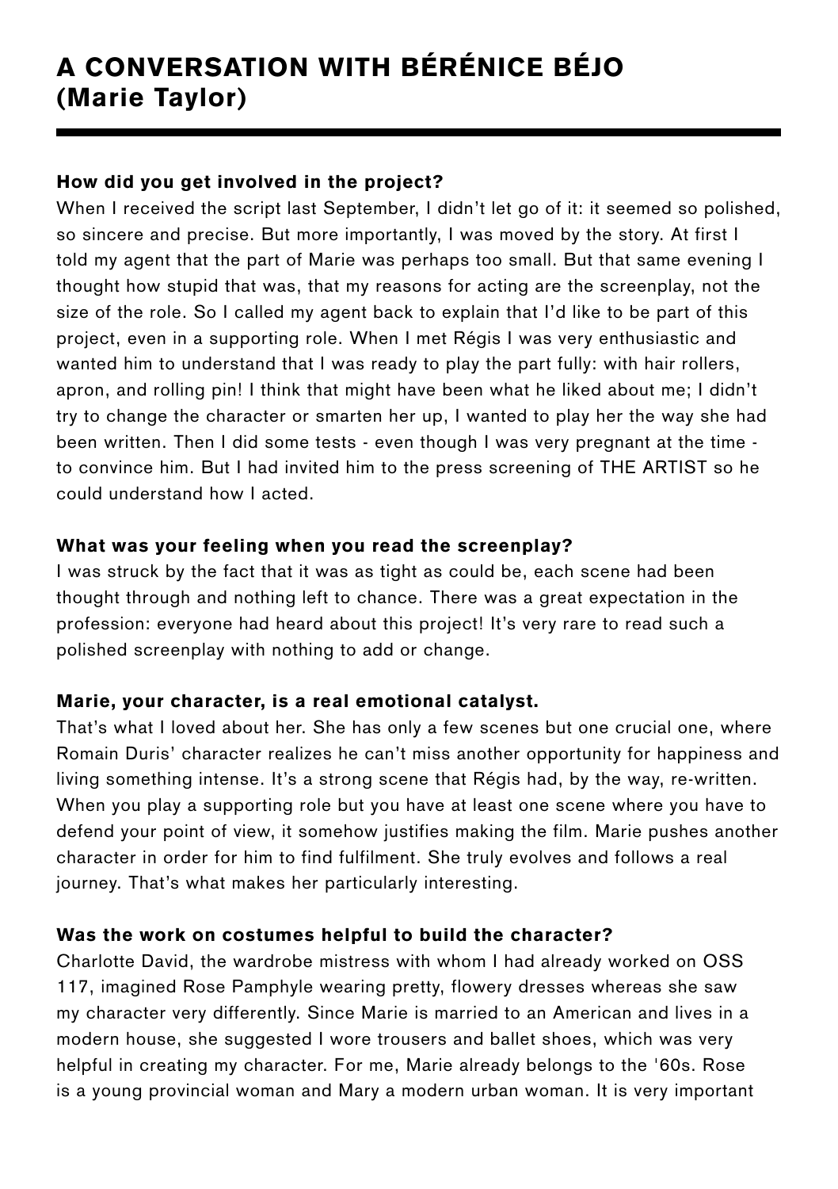# A CONVERSATION WITH BÉRÉNICE BÉJO (Marie Taylor)

**How did you get involved in the project?**

When I received the script last September, I didn't let go of it: it seemed so polished, so sincere and precise. But more importantly, I was moved by the story. At first I told my agent that the part of Marie was perhaps too small. But that same evening I thought how stupid that was, that my reasons for acting are the screenplay, not the size of the role. So I called my agent back to explain that I'd like to be part of this project, even in a supporting role. When I met Régis I was very enthusiastic and wanted him to understand that I was ready to play the part fully: with hair rollers, apron, and rolling pin! I think that might have been what he liked about me; I didn't try to change the character or smarten her up, I wanted to play her the way she had been written. Then I did some tests - even though I was very pregnant at the time - to convince him. But I had invited him to the press screening of THE ARTIST so he could understand how I acted.

**What was your feeling when you read the screenplay?**

I was struck by the fact that it was as tight as could be, each scene had been thought through and nothing left to chance. There was a great expectation in the profession: everyone had heard about this project! It's very rare to read such a polished screenplay with nothing to add or change.

**Marie, your character, is a real emotional catalyst.**

That's what I loved about her. She has only a few scenes but one crucial one, where Romain Duris' character realizes he can't miss another opportunity for happiness and living something intense. It's a strong scene that Régis had, by the way, re-written. When you play a supporting role but you have at least one scene where you have to defend your point of view, it somehow justifies making the film. Marie pushes another character in order for him to find fulfilment. She truly evolves and follows a real journey. That's what makes her particularly interesting.

**Was the work on costumes helpful to build the character?**

Charlotte David, the wardrobe mistress with whom I had already worked on OSS 117, imagined Rose Pamphyle wearing pretty, flowery dresses whereas she saw my character very differently. Since Marie is married to an American and lives in a modern house, she suggested I wore trousers and ballet shoes, which was very helpful in creating my character. For me, Marie already belongs to the '60s. Rose is a young provincial woman and Mary a modern urban woman. It is very important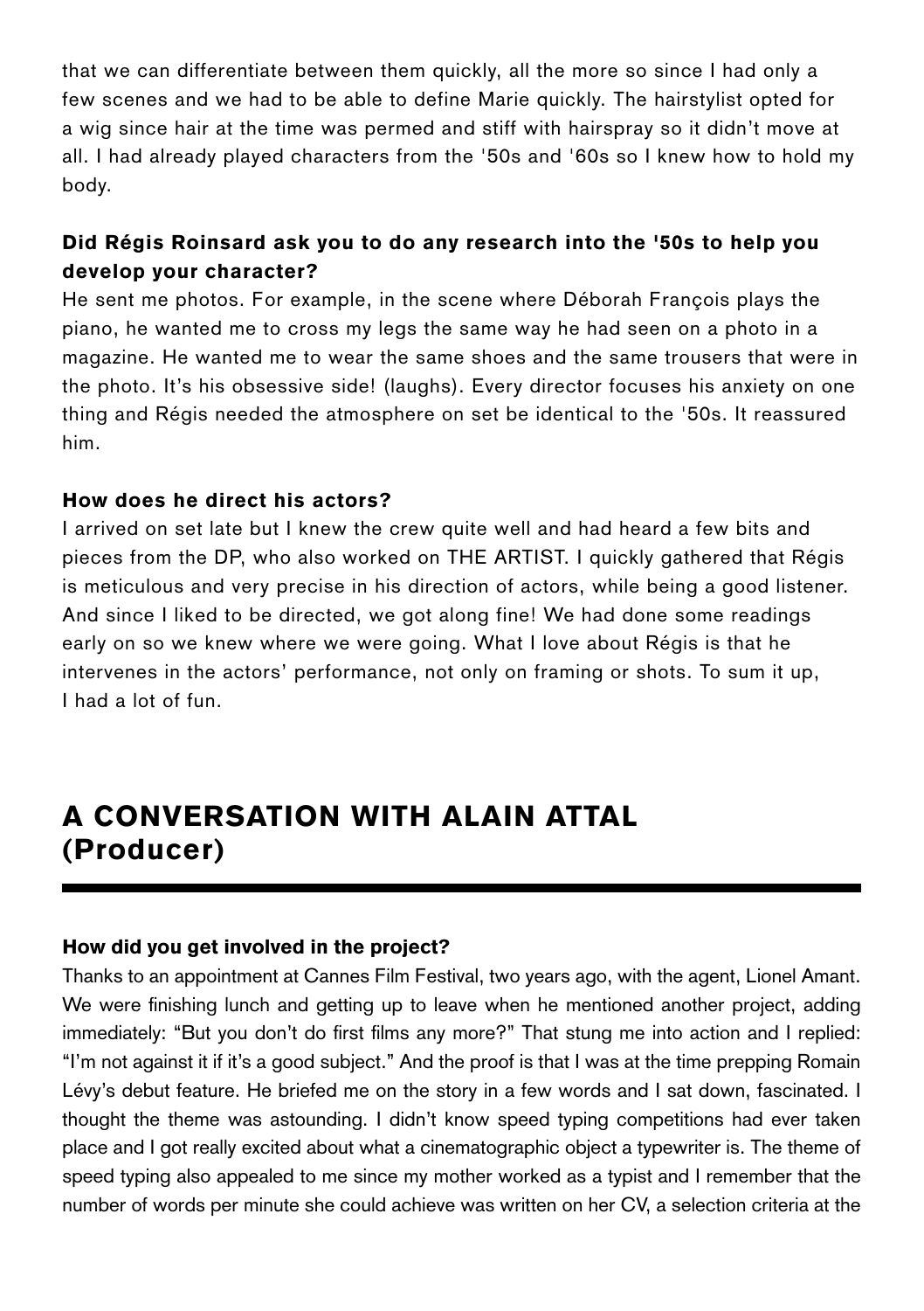that we can differentiate between them quickly, all the more so since I had only a few scenes and we had to be able to define Marie quickly. The hairstylist opted for a wig since hair at the time was permed and stiff with hairspray so it didn't move at all. I had already played characters from the '50s and '60s so I knew how to hold my body.

**Did Régis Roinsard ask you to do any research into the '50s to help you develop your character?**

He sent me photos. For example, in the scene where Déborah François plays the piano, he wanted me to cross my legs the same way he had seen on a photo in a magazine. He wanted me to wear the same shoes and the same trousers that were in the photo. It's his obsessive side! (laughs). Every director focuses his anxiety on one thing and Régis needed the atmosphere on set be identical to the '50s. It reassured him.

**How does he direct his actors?**

I arrived on set late but I knew the crew quite well and had heard a few bits and pieces from the DP, who also worked on THE ARTIST. I quickly gathered that Régis is meticulous and very precise in his direction of actors, while being a good listener. And since I liked to be directed, we got along fine! We had done some readings early on so we knew where we were going. What I love about Régis is that he intervenes in the actors' performance, not only on framing or shots. To sum it up, I had a lot of fun.

## A CONVERSATION WITH ALAIN ATTAL (Producer)

**How did you get involved in the project?**

Thanks to an appointment at Cannes Film Festival, two years ago, with the agent, Lionel Amant. We were finishing lunch and getting up to leave when he mentioned another project, adding immediately: "But you don't do first films any more?" That stung me into action and I replied: "I'm not against it if it's a good subject." And the proof is that I was at the time prepping Romain Lévy's debut feature. He briefed me on the story in a few words and I sat down, fascinated. I thought the theme was astounding. I didn't know speed typing competitions had ever taken place and I got really excited about what a cinematographic object a typewriter is. The theme of speed typing also appealed to me since my mother worked as a typist and I remember that the number of words per minute she could achieve was written on her CV, a selection criteria at the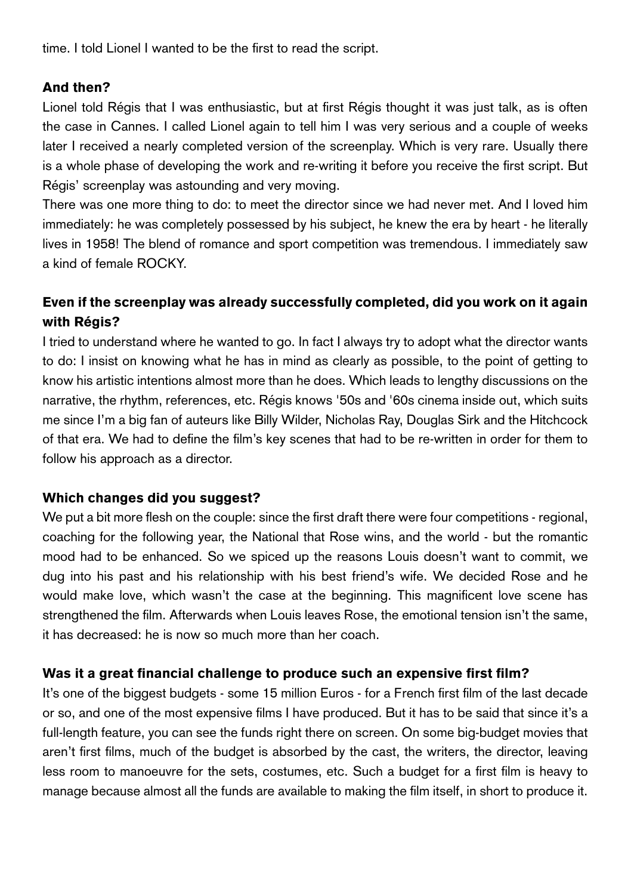time. I told Lionel I wanted to be the first to read the script.

**And then?**

Lionel told Régis that I was enthusiastic, but at first Régis thought it was just talk, as is often the case in Cannes. I called Lionel again to tell him I was very serious and a couple of weeks later I received a nearly completed version of the screenplay. Which is very rare. Usually there is a whole phase of developing the work and re-writing it before you receive the first script. But Régis' screenplay was astounding and very moving.

There was one more thing to do: to meet the director since we had never met. And I loved him immediately: he was completely possessed by his subject, he knew the era by heart - he literally lives in 1958! The blend of romance and sport competition was tremendous. I immediately saw a kind of female ROCKY.

**Even if the screenplay was already successfully completed, did you work on it again with Régis?**

I tried to understand where he wanted to go. In fact I always try to adopt what the director wants to do: I insist on knowing what he has in mind as clearly as possible, to the point of getting to know his artistic intentions almost more than he does. Which leads to lengthy discussions on the narrative, the rhythm, references, etc. Régis knows '50s and '60s cinema inside out, which suits me since I'm a big fan of auteurs like Billy Wilder, Nicholas Ray, Douglas Sirk and the Hitchcock of that era. We had to define the film's key scenes that had to be re-written in order for them to follow his approach as a director.

**Which changes did you suggest?**

We put a bit more flesh on the couple: since the first draft there were four competitions - regional, coaching for the following year, the National that Rose wins, and the world - but the romantic mood had to be enhanced. So we spiced up the reasons Louis doesn't want to commit, we dug into his past and his relationship with his best friend's wife. We decided Rose and he would make love, which wasn't the case at the beginning. This magnificent love scene has strengthened the film. Afterwards when Louis leaves Rose, the emotional tension isn't the same, it has decreased: he is now so much more than her coach.

**Was it a great financial challenge to produce such an expensive first film?**

It's one of the biggest budgets - some 15 million Euros - for a French first film of the last decade or so, and one of the most expensive films I have produced. But it has to be said that since it's a full-length feature, you can see the funds right there on screen. On some big-budget movies that aren't first films, much of the budget is absorbed by the cast, the writers, the director, leaving less room to manoeuvre for the sets, costumes, etc. Such a budget for a first film is heavy to manage because almost all the funds are available to making the film itself, in short to produce it.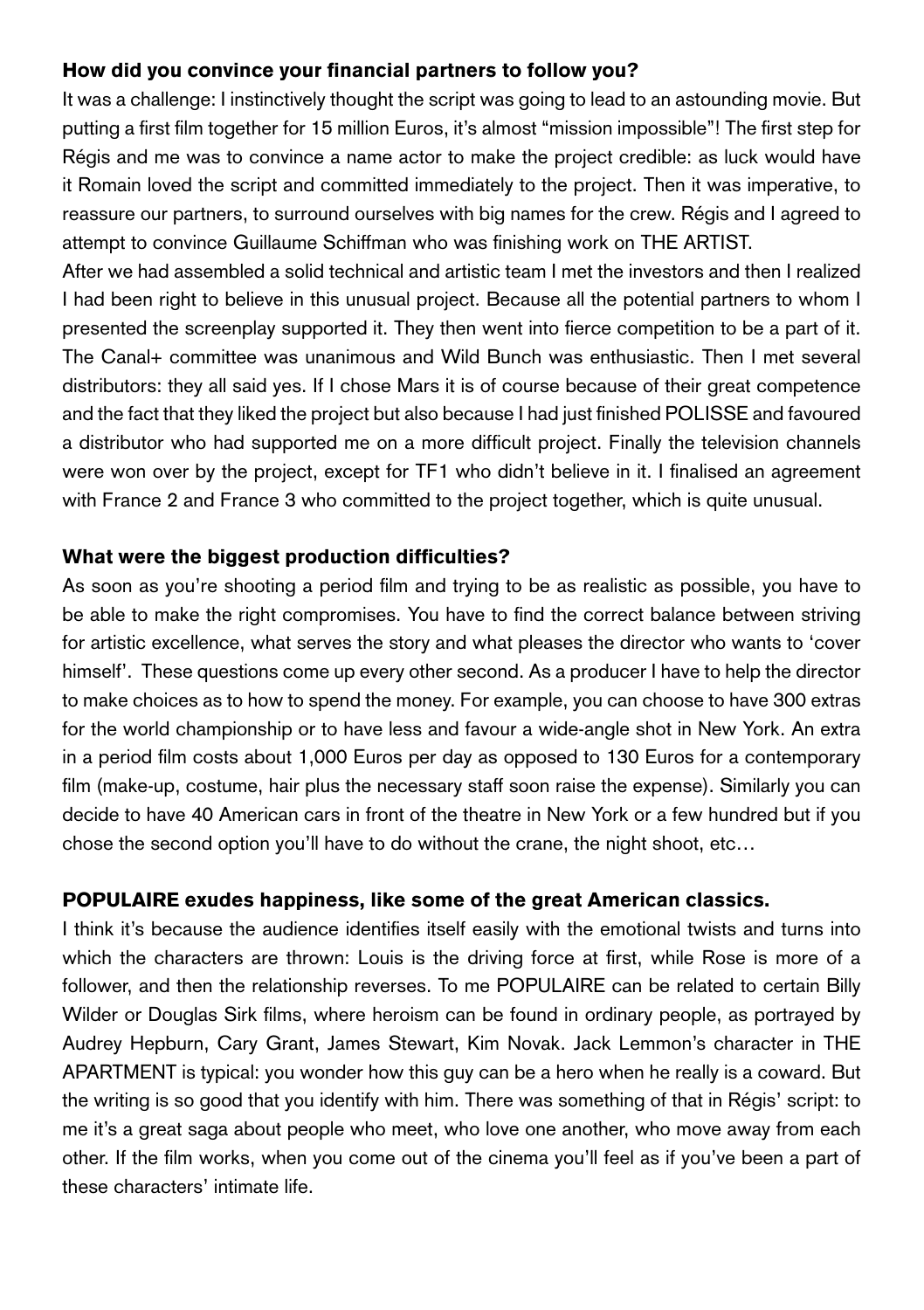**How did you convince your financial partners to follow you?**

It was a challenge: I instinctively thought the script was going to lead to an astounding movie. But putting a first film together for 15 million Euros, it's almost "mission impossible"! The first step for Régis and me was to convince a name actor to make the project credible: as luck would have it Romain loved the script and committed immediately to the project. Then it was imperative, to reassure our partners, to surround ourselves with big names for the crew. Régis and I agreed to attempt to convince Guillaume Schiffman who was finishing work on THE ARTIST.

After we had assembled a solid technical and artistic team I met the investors and then I realized I had been right to believe in this unusual project. Because all the potential partners to whom I presented the screenplay supported it. They then went into fierce competition to be a part of it. The Canal+ committee was unanimous and Wild Bunch was enthusiastic. Then I met several distributors: they all said yes. If I chose Mars it is of course because of their great competence and the fact that they liked the project but also because I had just finished POLISSE and favoured a distributor who had supported me on a more difficult project. Finally the television channels were won over by the project, except for TF1 who didn't believe in it. I finalised an agreement with France 2 and France 3 who committed to the project together, which is quite unusual.

**What were the biggest production difficulties?**

As soon as you're shooting a period film and trying to be as realistic as possible, you have to be able to make the right compromises. You have to find the correct balance between striving for artistic excellence, what serves the story and what pleases the director who wants to 'cover himself'. These questions come up every other second. As a producer I have to help the director to make choices as to how to spend the money. For example, you can choose to have 300 extras for the world championship or to have less and favour a wide-angle shot in New York. An extra in a period film costs about 1,000 Euros per day as opposed to 130 Euros for a contemporary film (make-up, costume, hair plus the necessary staff soon raise the expense). Similarly you can decide to have 40 American cars in front of the theatre in New York or a few hundred but if you chose the second option you'll have to do without the crane, the night shoot, etc…

**POPULAIRE exudes happiness, like some of the great American classics.**

I think it's because the audience identifies itself easily with the emotional twists and turns into which the characters are thrown: Louis is the driving force at first, while Rose is more of a follower, and then the relationship reverses. To me POPULAIRE can be related to certain Billy Wilder or Douglas Sirk films, where heroism can be found in ordinary people, as portrayed by Audrey Hepburn, Cary Grant, James Stewart, Kim Novak. Jack Lemmon's character in THE APARTMENT is typical: you wonder how this guy can be a hero when he really is a coward. But the writing is so good that you identify with him. There was something of that in Régis' script: to me it's a great saga about people who meet, who love one another, who move away from each other. If the film works, when you come out of the cinema you'll feel as if you've been a part of these characters' intimate life.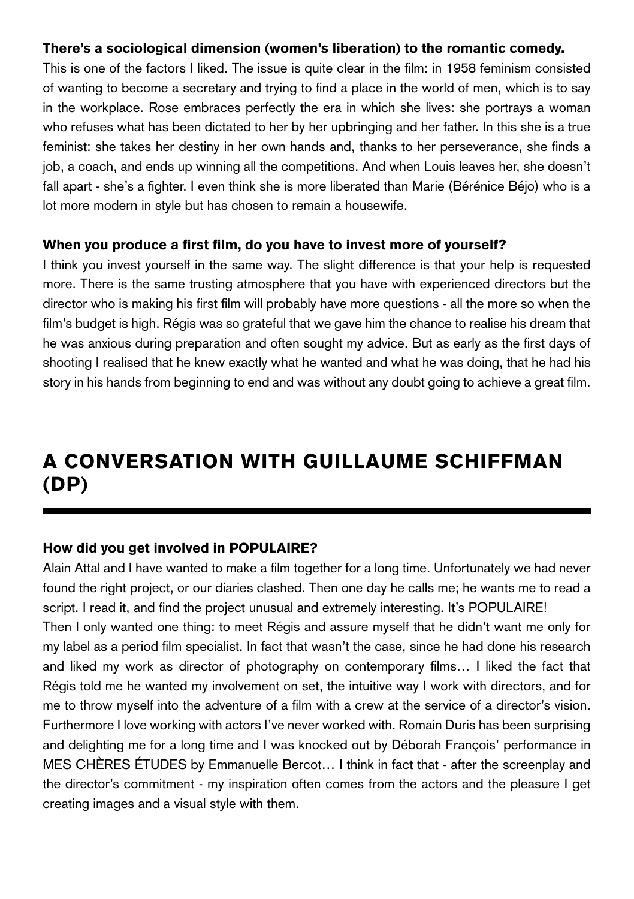**There's a sociological dimension (women's liberation) to the romantic comedy.**

This is one of the factors I liked. The issue is quite clear in the film: in 1958 feminism consisted of wanting to become a secretary and trying to find a place in the world of men, which is to say in the workplace. Rose embraces perfectly the era in which she lives: she portrays a woman who refuses what has been dictated to her by her upbringing and her father. In this she is a true feminist: she takes her destiny in her own hands and, thanks to her perseverance, she finds a job, a coach, and ends up winning all the competitions. And when Louis leaves her, she doesn't fall apart - she's a fighter. I even think she is more liberated than Marie (Bérénice Béjo) who is a lot more modern in style but has chosen to remain a housewife.

**When you produce a first film, do you have to invest more of yourself?**

I think you invest yourself in the same way. The slight difference is that your help is requested more. There is the same trusting atmosphere that you have with experienced directors but the director who is making his first film will probably have more questions - all the more so when the film's budget is high. Régis was so grateful that we gave him the chance to realise his dream that he was anxious during preparation and often sought my advice. But as early as the first days of shooting I realised that he knew exactly what he wanted and what he was doing, that he had his story in his hands from beginning to end and was without any doubt going to achieve a great film.

# A CONVERSATION WITH GUILLAUME SCHIFFMAN (DP)

**How did you get involved in POPULAIRE?**

Alain Attal and I have wanted to make a film together for a long time. Unfortunately we had never found the right project, or our diaries clashed. Then one day he calls me; he wants me to read a script. I read it, and find the project unusual and extremely interesting. It's POPULAIRE!

Then I only wanted one thing: to meet Régis and assure myself that he didn't want me only for my label as a period film specialist. In fact that wasn't the case, since he had done his research and liked my work as director of photography on contemporary films… I liked the fact that Régis told me he wanted my involvement on set, the intuitive way I work with directors, and for me to throw myself into the adventure of a film with a crew at the service of a director's vision. Furthermore I love working with actors I've never worked with. Romain Duris has been surprising and delighting me for a long time and I was knocked out by Déborah François' performance in MES CHÈRES ÉTUDES by Emmanuelle Bercot… I think in fact that - after the screenplay and the director's commitment - my inspiration often comes from the actors and the pleasure I get creating images and a visual style with them.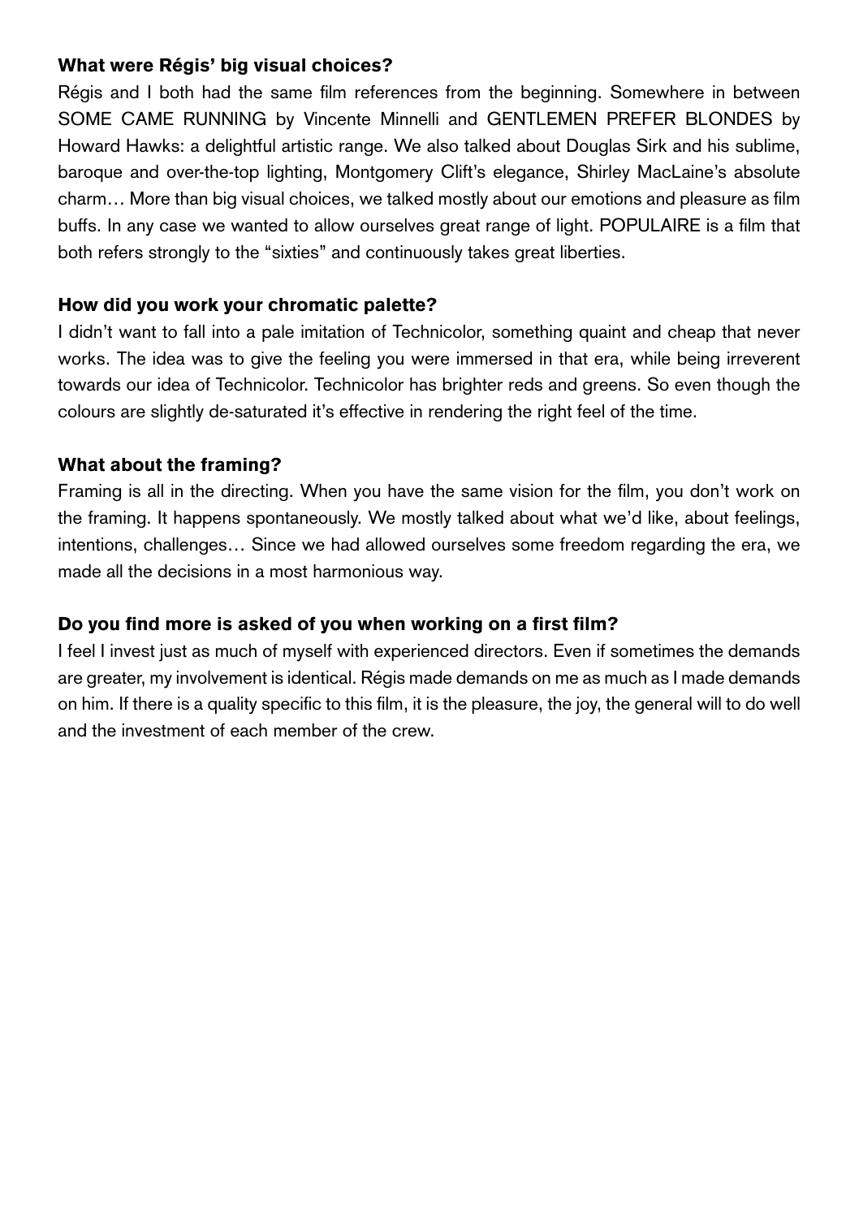**What were Régis' big visual choices?**

Régis and I both had the same film references from the beginning. Somewhere in between SOME CAME RUNNING by Vincente Minnelli and GENTLEMEN PREFER BLONDES by Howard Hawks: a delightful artistic range. We also talked about Douglas Sirk and his sublime, baroque and over-the-top lighting, Montgomery Clift's elegance, Shirley MacLaine's absolute charm… More than big visual choices, we talked mostly about our emotions and pleasure as film buffs. In any case we wanted to allow ourselves great range of light. POPULAIRE is a film that both refers strongly to the "sixties" and continuously takes great liberties.

**How did you work your chromatic palette?**

I didn't want to fall into a pale imitation of Technicolor, something quaint and cheap that never works. The idea was to give the feeling you were immersed in that era, while being irreverent towards our idea of Technicolor. Technicolor has brighter reds and greens. So even though the colours are slightly de-saturated it's effective in rendering the right feel of the time.

**What about the framing?**

Framing is all in the directing. When you have the same vision for the film, you don't work on the framing. It happens spontaneously. We mostly talked about what we'd like, about feelings, intentions, challenges… Since we had allowed ourselves some freedom regarding the era, we made all the decisions in a most harmonious way.

**Do you find more is asked of you when working on a first film?**

I feel I invest just as much of myself with experienced directors. Even if sometimes the demands are greater, my involvement is identical. Régis made demands on me as much as I made demands on him. If there is a quality specific to this film, it is the pleasure, the joy, the general will to do well and the investment of each member of the crew.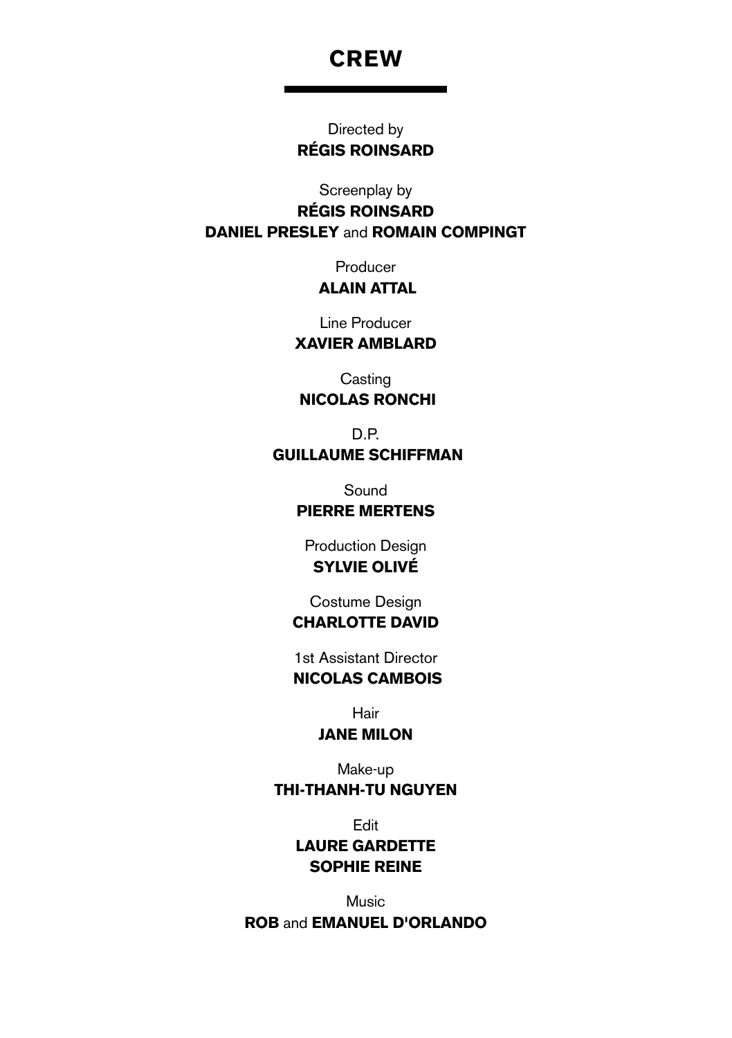# CREW

Directed by
**RÉGIS ROINSARD**

Screenplay by
**RÉGIS ROINSARD**
**DANIEL PRESLEY** and **ROMAIN COMPINGT**

Producer
**ALAIN ATTAL**

Line Producer
**XAVIER AMBLARD**

Casting
**NICOLAS RONCHI**

D.P.
**GUILLAUME SCHIFFMAN**

Sound
**PIERRE MERTENS**

Production Design
**SYLVIE OLIVÉ**

Costume Design
**CHARLOTTE DAVID**

1st Assistant Director
**NICOLAS CAMBOIS**

Hair
**JANE MILON**

Make-up
**THI-THANH-TU NGUYEN**

Edit
**LAURE GARDETTE**
**SOPHIE REINE**

Music
**ROB** and **EMANUEL D'ORLANDO**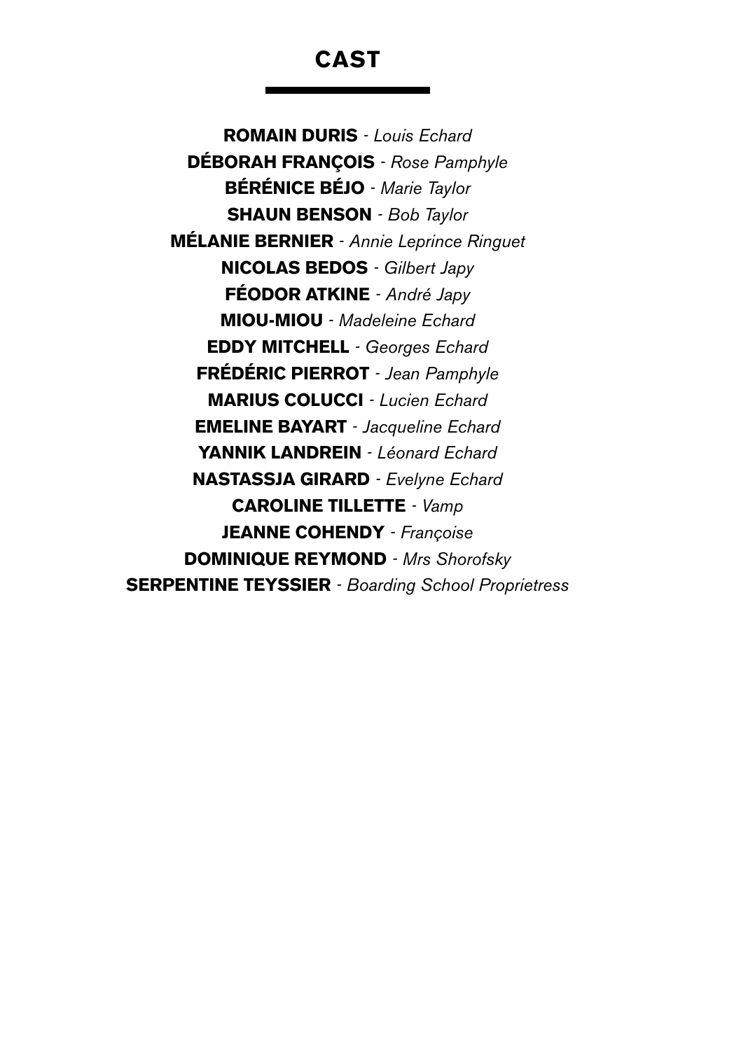# CAST

**ROMAIN DURIS** - *Louis Echard*
**DÉBORAH FRANÇOIS** - *Rose Pamphyle*
**BÉRÉNICE BÉJO** - *Marie Taylor*
**SHAUN BENSON** - *Bob Taylor*
**MÉLANIE BERNIER** - *Annie Leprince Ringuet*
**NICOLAS BEDOS** - *Gilbert Japy*
**FÉODOR ATKINE** - *André Japy*
**MIOU-MIOU** - *Madeleine Echard*
**EDDY MITCHELL** - *Georges Echard*
**FRÉDÉRIC PIERROT** - *Jean Pamphyle*
**MARIUS COLUCCI** - *Lucien Echard*
**EMELINE BAYART** - *Jacqueline Echard*
**YANNIK LANDREIN** - *Léonard Echard*
**NASTASSJA GIRARD** - *Evelyne Echard*
**CAROLINE TILLETTE** - *Vamp*
**JEANNE COHENDY** - *Françoise*
**DOMINIQUE REYMOND** - *Mrs Shorofsky*
**SERPENTINE TEYSSIER** - *Boarding School Proprietress*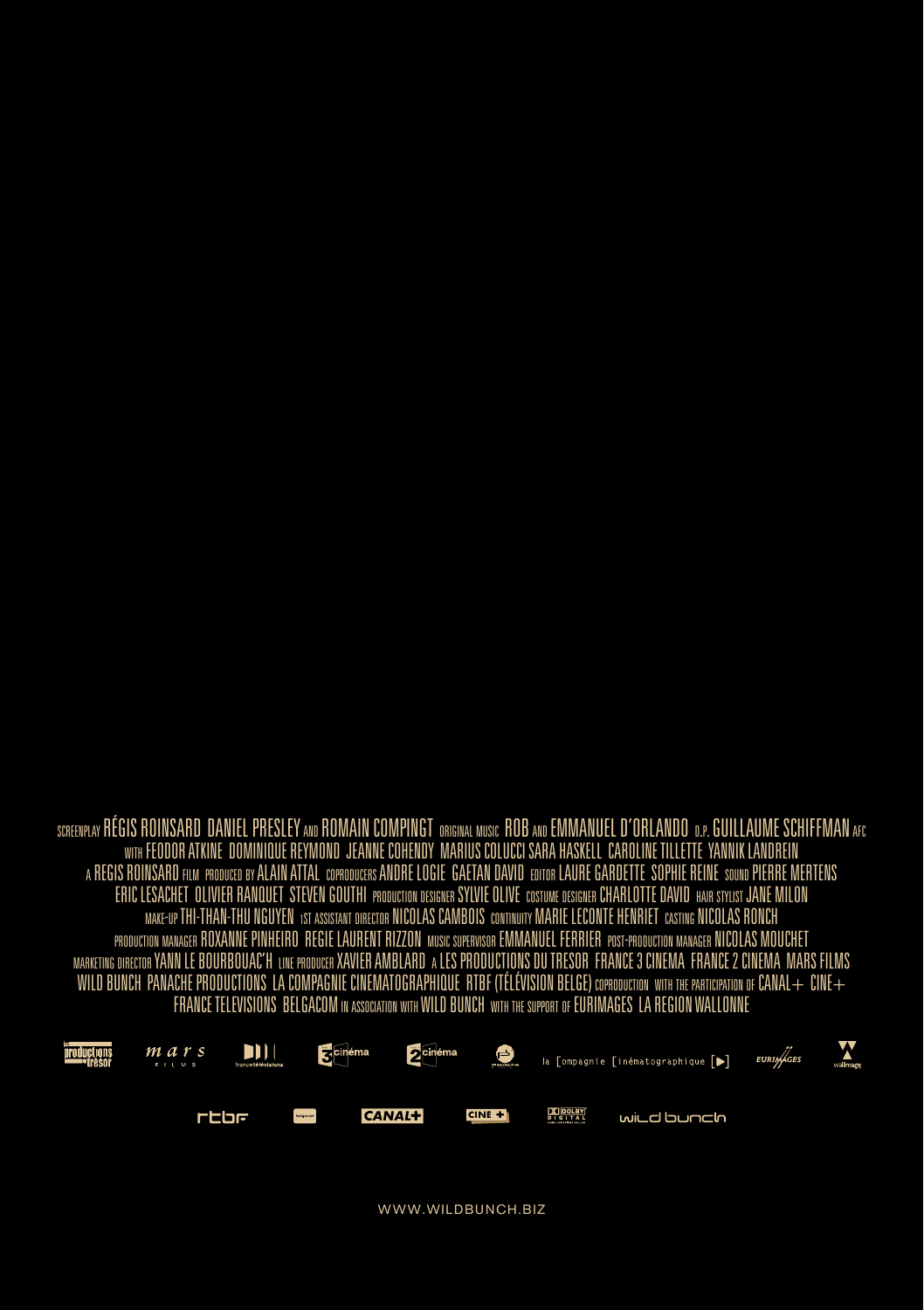SCREENPLAY RÉGIS ROINSARD DANIEL PRESLEY AND ROMAIN COMPINGT ORIGINAL MUSIC ROB AND EMMANUEL D'ORLANDO D.P. GUILLAUME SCHIFFMAN AFC
WITH FEODOR ATKINE DOMINIQUE REYMOND JEANNE COHENDY MARIUS COLUCCI SARA HASKELL CAROLINE TILLETTE YANNIK LANDREIN
A REGIS ROINSARD FILM PRODUCED BY ALAIN ATTAL COPRODUCERS ANDRE LOGIE GAETAN DAVID EDITOR LAURE GARDETTE SOPHIE REINE SOUND PIERRE MERTENS
ERIC LESACHET OLIVIER RANQUET STEVEN GOUTHI PRODUCTION DESIGNER SYLVIE OLIVE COSTUME DESIGNER CHARLOTTE DAVID HAIR STYLIST JANE MILON
MAKE-UP THI-THAN-THU NGUYEN 1ST ASSISTANT DIRECTOR NICOLAS CAMBOIS CONTINUITY MARIE LECONTE HENRIET CASTING NICOLAS RONCH
PRODUCTION MANAGER ROXANNE PINHEIRO REGIE LAURENT RIZZON MUSIC SUPERVISOR EMMANUEL FERRIER POST-PRODUCTION MANAGER NICOLAS MOUCHET
MARKETING DIRECTOR YANN LE BOURBOUAC'H LINE PRODUCER XAVIER AMBLARD A LES PRODUCTIONS DU TRESOR FRANCE 3 CINEMA FRANCE 2 CINEMA MARS FILMS
WILD BUNCH PANACHE PRODUCTIONS LA COMPAGNIE CINEMATOGRAPHIQUE RTBF (TÉLÉVISION BELGE) COPRODUCTION WITH THE PARTICIPATION OF CANAL+ CINE+
FRANCE TELEVISIONS BELGACOM IN ASSOCIATION WITH WILD BUNCH WITH THE SUPPORT OF EURIMAGES LA REGION WALLONNE

WWW.WILDBUNCH.BIZ